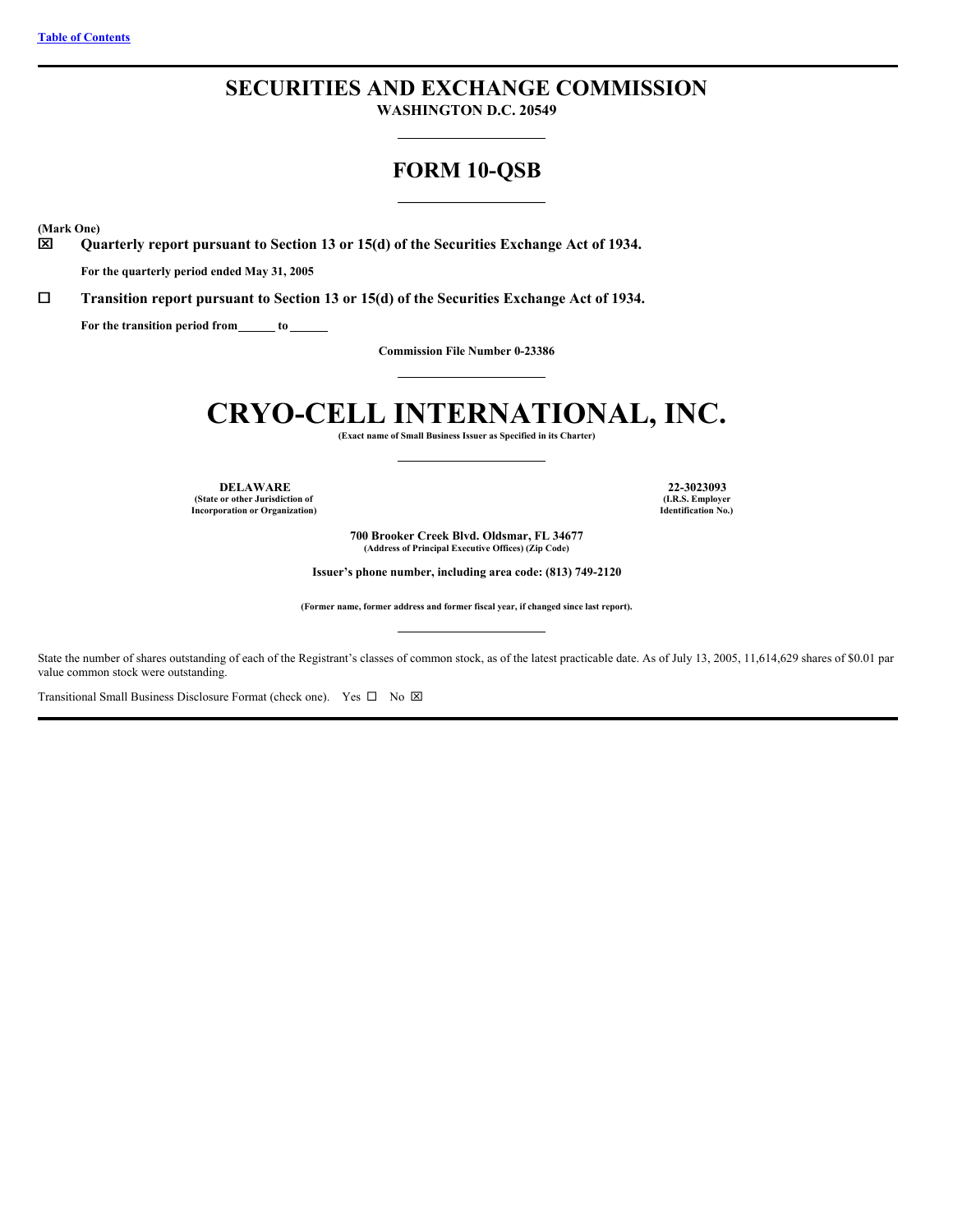# SECURITIES AND EXCHANGE COMMISSION

**WASHINGTON D.C. 20549**

## FORM 10-QSB

**(Mark One)**

☒ **Quarterly report pursuant to Section 13 or 15(d) of the Securities Exchange Act of 1934.**

**For the quarterly period ended May 31, 2005**

☐ **Transition report pursuant to Section 13 or 15(d) of the Securities Exchange Act of 1934.**

**For the transition period from\_\_\_\_\_\_ to \_\_\_\_\_\_**

**Commission File Number 0-23386**

# CRYO-CELL INTERNATIONAL, INC.

**(Exact name of Small Business Issuer as Specified in its Charter)**

| **DELAWARE** | **22-3023093** |
|---|---|
| **(State or other Jurisdiction of Incorporation or Organization)** | **(I.R.S. Employer Identification No.)** |

**700 Brooker Creek Blvd. Oldsmar, FL 34677**
**(Address of Principal Executive Offices) (Zip Code)**

**Issuer's phone number, including area code: (813) 749-2120**

**(Former name, former address and former fiscal year, if changed since last report).**

State the number of shares outstanding of each of the Registrant's classes of common stock, as of the latest practicable date. As of July 13, 2005, 11,614,629 shares of $0.01 par value common stock were outstanding.

Transitional Small Business Disclosure Format (check one). Yes ☐ No ☒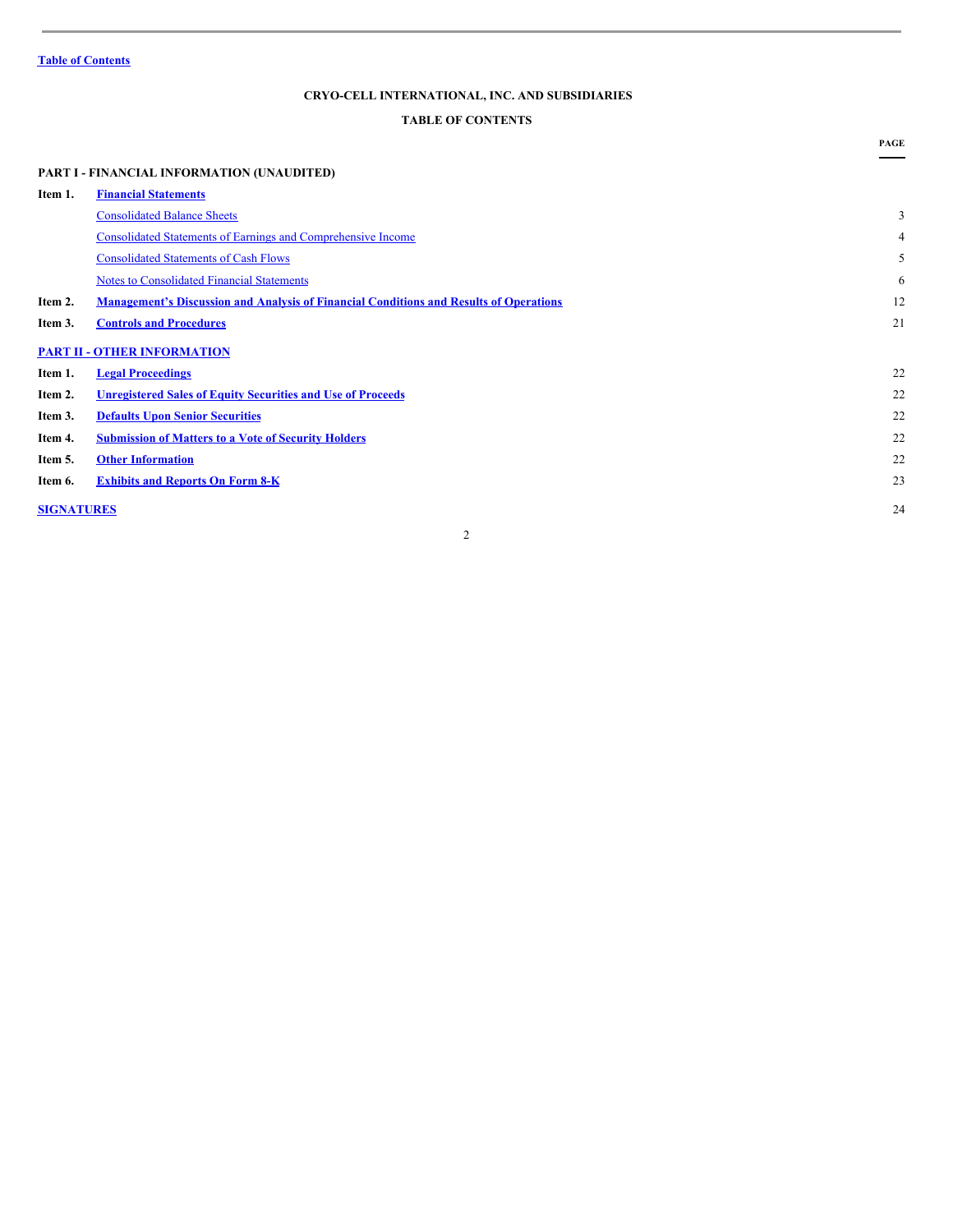Table of Contents

# CRYO-CELL INTERNATIONAL, INC. AND SUBSIDIARIES

## TABLE OF CONTENTS

| | | PAGE |
|---|---|---|
| **PART I - FINANCIAL INFORMATION (UNAUDITED)** | | |
| **Item 1.** | **Financial Statements** | |
| | Consolidated Balance Sheets | 3 |
| | Consolidated Statements of Earnings and Comprehensive Income | 4 |
| | Consolidated Statements of Cash Flows | 5 |
| | Notes to Consolidated Financial Statements | 6 |
| **Item 2.** | **Management's Discussion and Analysis of Financial Conditions and Results of Operations** | 12 |
| **Item 3.** | **Controls and Procedures** | 21 |
| **PART II - OTHER INFORMATION** | | |
| **Item 1.** | **Legal Proceedings** | 22 |
| **Item 2.** | **Unregistered Sales of Equity Securities and Use of Proceeds** | 22 |
| **Item 3.** | **Defaults Upon Senior Securities** | 22 |
| **Item 4.** | **Submission of Matters to a Vote of Security Holders** | 22 |
| **Item 5.** | **Other Information** | 22 |
| **Item 6.** | **Exhibits and Reports On Form 8-K** | 23 |
| **SIGNATURES** | | 24 |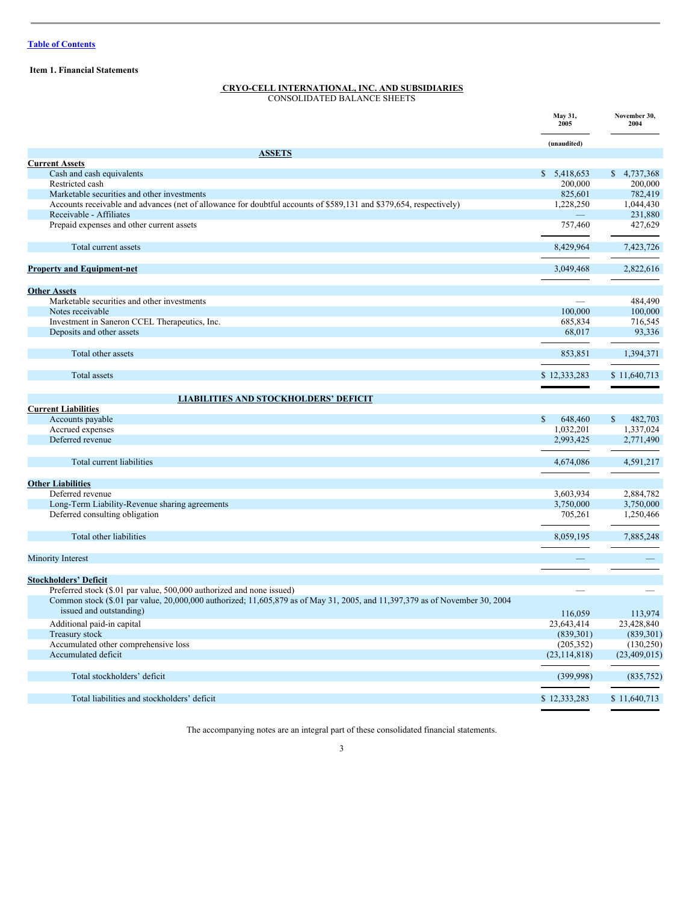Table of Contents

**Item 1. Financial Statements**

**CRYO-CELL INTERNATIONAL, INC. AND SUBSIDIARIES**
CONSOLIDATED BALANCE SHEETS

| | May 31, 2005 | November 30, 2004 |
|---|---|---|
| | (unaudited) | |
| **ASSETS** | | |
| **Current Assets** | | |
| Cash and cash equivalents | $ 5,418,653 | $ 4,737,368 |
| Restricted cash | 200,000 | 200,000 |
| Marketable securities and other investments | 825,601 | 782,419 |
| Accounts receivable and advances (net of allowance for doubtful accounts of $589,131 and $379,654, respectively) | 1,228,250 | 1,044,430 |
| Receivable - Affiliates | — | 231,880 |
| Prepaid expenses and other current assets | 757,460 | 427,629 |
| Total current assets | 8,429,964 | 7,423,726 |
| **Property and Equipment-net** | 3,049,468 | 2,822,616 |
| **Other Assets** | | |
| Marketable securities and other investments | — | 484,490 |
| Notes receivable | 100,000 | 100,000 |
| Investment in Saneron CCEL Therapeutics, Inc. | 685,834 | 716,545 |
| Deposits and other assets | 68,017 | 93,336 |
| Total other assets | 853,851 | 1,394,371 |
| Total assets | $ 12,333,283 | $ 11,640,713 |
| **LIABILITIES AND STOCKHOLDERS' DEFICIT** | | |
| **Current Liabilities** | | |
| Accounts payable | $ 648,460 | $ 482,703 |
| Accrued expenses | 1,032,201 | 1,337,024 |
| Deferred revenue | 2,993,425 | 2,771,490 |
| Total current liabilities | 4,674,086 | 4,591,217 |
| **Other Liabilities** | | |
| Deferred revenue | 3,603,934 | 2,884,782 |
| Long-Term Liability-Revenue sharing agreements | 3,750,000 | 3,750,000 |
| Deferred consulting obligation | 705,261 | 1,250,466 |
| Total other liabilities | 8,059,195 | 7,885,248 |
| Minority Interest | — | — |
| **Stockholders' Deficit** | | |
| Preferred stock ($.01 par value, 500,000 authorized and none issued) | — | — |
| Common stock ($.01 par value, 20,000,000 authorized; 11,605,879 as of May 31, 2005, and 11,397,379 as of November 30, 2004 issued and outstanding) | 116,059 | 113,974 |
| Additional paid-in capital | 23,643,414 | 23,428,840 |
| Treasury stock | (839,301) | (839,301) |
| Accumulated other comprehensive loss | (205,352) | (130,250) |
| Accumulated deficit | (23,114,818) | (23,409,015) |
| Total stockholders' deficit | (399,998) | (835,752) |
| Total liabilities and stockholders' deficit | $ 12,333,283 | $ 11,640,713 |

The accompanying notes are an integral part of these consolidated financial statements.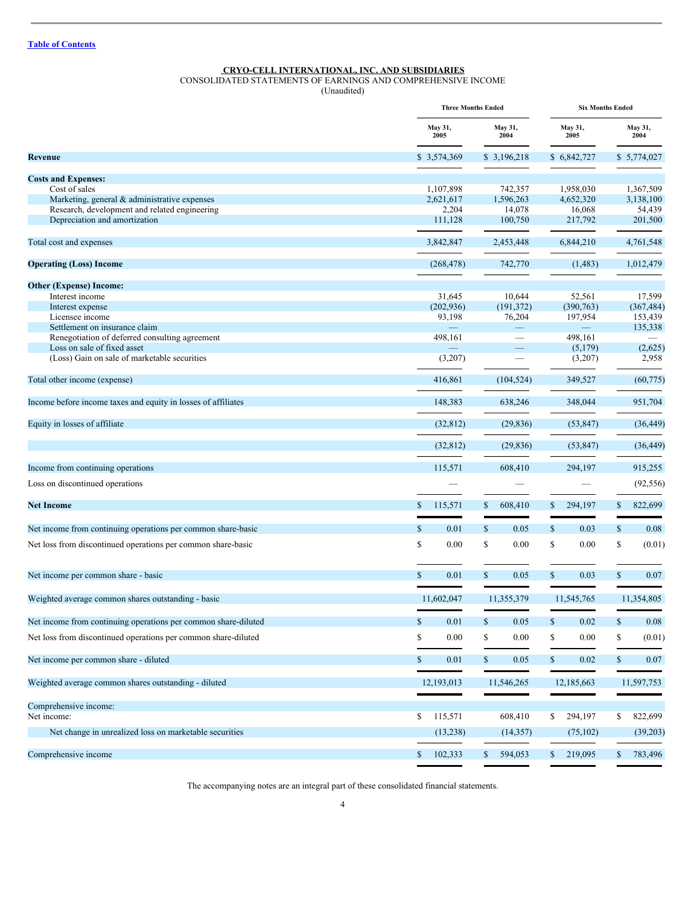[Table of Contents](#)

**CRYO-CELL INTERNATIONAL, INC. AND SUBSIDIARIES**
CONSOLIDATED STATEMENTS OF EARNINGS AND COMPREHENSIVE INCOME
(Unaudited)

| | Three Months Ended | | Six Months Ended | |
|---|---|---|---|---|
| | May 31, 2005 | May 31, 2004 | May 31, 2005 | May 31, 2004 |
| **Revenue** | $ 3,574,369 | $ 3,196,218 | $ 6,842,727 | $ 5,774,027 |
| **Costs and Expenses:** | | | | |
| Cost of sales | 1,107,898 | 742,357 | 1,958,030 | 1,367,509 |
| Marketing, general & administrative expenses | 2,621,617 | 1,596,263 | 4,652,320 | 3,138,100 |
| Research, development and related engineering | 2,204 | 14,078 | 16,068 | 54,439 |
| Depreciation and amortization | 111,128 | 100,750 | 217,792 | 201,500 |
| Total cost and expenses | 3,842,847 | 2,453,448 | 6,844,210 | 4,761,548 |
| **Operating (Loss) Income** | (268,478) | 742,770 | (1,483) | 1,012,479 |
| **Other (Expense) Income:** | | | | |
| Interest income | 31,645 | 10,644 | 52,561 | 17,599 |
| Interest expense | (202,936) | (191,372) | (390,763) | (367,484) |
| Licensee income | 93,198 | 76,204 | 197,954 | 153,439 |
| Settlement on insurance claim | — | — | — | 135,338 |
| Renegotiation of deferred consulting agreement | 498,161 | — | 498,161 | — |
| Loss on sale of fixed asset | — | — | (5,179) | (2,625) |
| (Loss) Gain on sale of marketable securities | (3,207) | — | (3,207) | 2,958 |
| Total other income (expense) | 416,861 | (104,524) | 349,527 | (60,775) |
| Income before income taxes and equity in losses of affiliates | 148,383 | 638,246 | 348,044 | 951,704 |
| Equity in losses of affiliate | (32,812) | (29,836) | (53,847) | (36,449) |
| | (32,812) | (29,836) | (53,847) | (36,449) |
| Income from continuing operations | 115,571 | 608,410 | 294,197 | 915,255 |
| Loss on discontinued operations | — | — | — | (92,556) |
| **Net Income** | $ 115,571 | $ 608,410 | $ 294,197 | $ 822,699 |
| Net income from continuing operations per common share-basic | $ 0.01 | $ 0.05 | $ 0.03 | $ 0.08 |
| Net loss from discontinued operations per common share-basic | $ 0.00 | $ 0.00 | $ 0.00 | $ (0.01) |
| Net income per common share - basic | $ 0.01 | $ 0.05 | $ 0.03 | $ 0.07 |
| Weighted average common shares outstanding - basic | 11,602,047 | 11,355,379 | 11,545,765 | 11,354,805 |
| Net income from continuing operations per common share-diluted | $ 0.01 | $ 0.05 | $ 0.02 | $ 0.08 |
| Net loss from discontinued operations per common share-diluted | $ 0.00 | $ 0.00 | $ 0.00 | $ (0.01) |
| Net income per common share - diluted | $ 0.01 | $ 0.05 | $ 0.02 | $ 0.07 |
| Weighted average common shares outstanding - diluted | 12,193,013 | 11,546,265 | 12,185,663 | 11,597,753 |
| Comprehensive income: | | | | |
| Net income: | $ 115,571 | 608,410 | $ 294,197 | $ 822,699 |
| Net change in unrealized loss on marketable securities | (13,238) | (14,357) | (75,102) | (39,203) |
| Comprehensive income | $ 102,333 | $ 594,053 | $ 219,095 | $ 783,496 |

The accompanying notes are an integral part of these consolidated financial statements.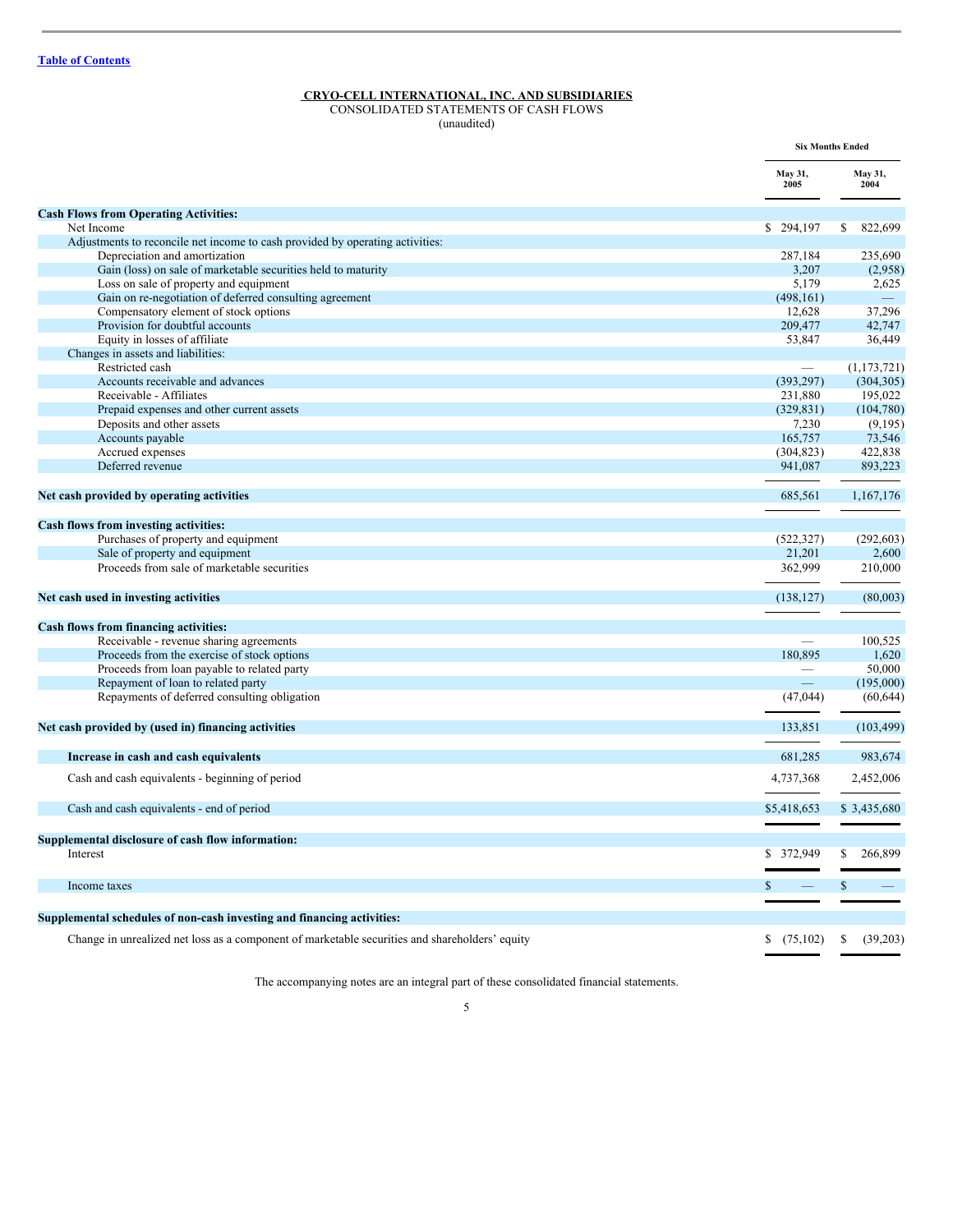[Table of Contents](#)

**CRYO-CELL INTERNATIONAL, INC. AND SUBSIDIARIES**
CONSOLIDATED STATEMENTS OF CASH FLOWS
(unaudited)

| | Six Months Ended | |
|---|---|---|
| | May 31, 2005 | May 31, 2004 |
| **Cash Flows from Operating Activities:** | | |
| Net Income | $ 294,197 | $ 822,699 |
| Adjustments to reconcile net income to cash provided by operating activities: | | |
| Depreciation and amortization | 287,184 | 235,690 |
| Gain (loss) on sale of marketable securities held to maturity | 3,207 | (2,958) |
| Loss on sale of property and equipment | 5,179 | 2,625 |
| Gain on re-negotiation of deferred consulting agreement | (498,161) | — |
| Compensatory element of stock options | 12,628 | 37,296 |
| Provision for doubtful accounts | 209,477 | 42,747 |
| Equity in losses of affiliate | 53,847 | 36,449 |
| Changes in assets and liabilities: | | |
| Restricted cash | — | (1,173,721) |
| Accounts receivable and advances | (393,297) | (304,305) |
| Receivable - Affiliates | 231,880 | 195,022 |
| Prepaid expenses and other current assets | (329,831) | (104,780) |
| Deposits and other assets | 7,230 | (9,195) |
| Accounts payable | 165,757 | 73,546 |
| Accrued expenses | (304,823) | 422,838 |
| Deferred revenue | 941,087 | 893,223 |
| **Net cash provided by operating activities** | 685,561 | 1,167,176 |
| **Cash flows from investing activities:** | | |
| Purchases of property and equipment | (522,327) | (292,603) |
| Sale of property and equipment | 21,201 | 2,600 |
| Proceeds from sale of marketable securities | 362,999 | 210,000 |
| **Net cash used in investing activities** | (138,127) | (80,003) |
| **Cash flows from financing activities:** | | |
| Receivable - revenue sharing agreements | — | 100,525 |
| Proceeds from the exercise of stock options | 180,895 | 1,620 |
| Proceeds from loan payable to related party | — | 50,000 |
| Repayment of loan to related party | — | (195,000) |
| Repayments of deferred consulting obligation | (47,044) | (60,644) |
| **Net cash provided by (used in) financing activities** | 133,851 | (103,499) |
| **Increase in cash and cash equivalents** | 681,285 | 983,674 |
| Cash and cash equivalents - beginning of period | 4,737,368 | 2,452,006 |
| Cash and cash equivalents - end of period | $5,418,653 | $ 3,435,680 |
| **Supplemental disclosure of cash flow information:** | | |
| Interest | $ 372,949 | $ 266,899 |
| Income taxes | $ — | $ — |
| **Supplemental schedules of non-cash investing and financing activities:** | | |
| Change in unrealized net loss as a component of marketable securities and shareholders' equity | $ (75,102) | $ (39,203) |

The accompanying notes are an integral part of these consolidated financial statements.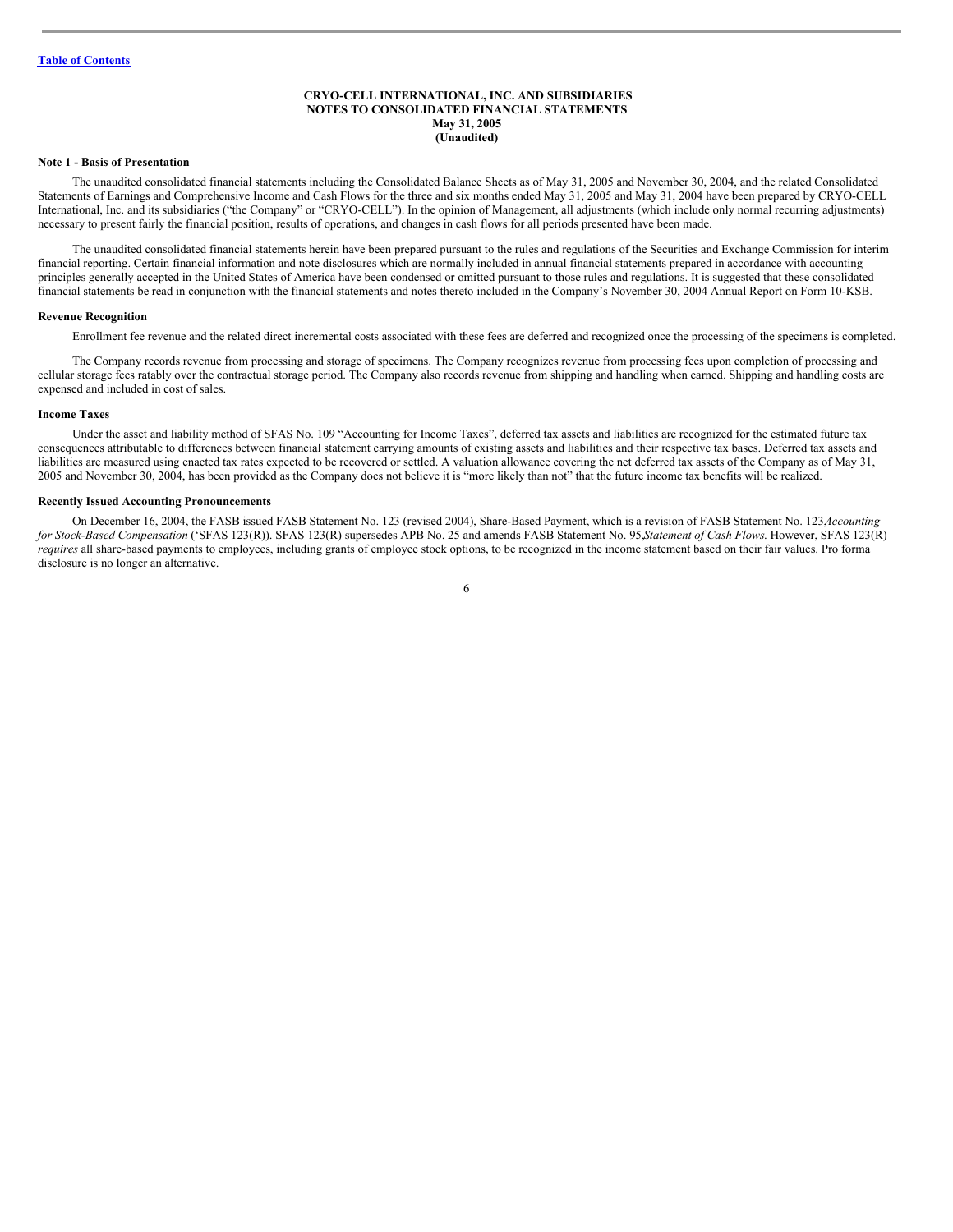Table of Contents

**CRYO-CELL INTERNATIONAL, INC. AND SUBSIDIARIES**
**NOTES TO CONSOLIDATED FINANCIAL STATEMENTS**
**May 31, 2005**
**(Unaudited)**

**Note 1 - Basis of Presentation**

The unaudited consolidated financial statements including the Consolidated Balance Sheets as of May 31, 2005 and November 30, 2004, and the related Consolidated Statements of Earnings and Comprehensive Income and Cash Flows for the three and six months ended May 31, 2005 and May 31, 2004 have been prepared by CRYO-CELL International, Inc. and its subsidiaries ("the Company" or "CRYO-CELL"). In the opinion of Management, all adjustments (which include only normal recurring adjustments) necessary to present fairly the financial position, results of operations, and changes in cash flows for all periods presented have been made.

The unaudited consolidated financial statements herein have been prepared pursuant to the rules and regulations of the Securities and Exchange Commission for interim financial reporting. Certain financial information and note disclosures which are normally included in annual financial statements prepared in accordance with accounting principles generally accepted in the United States of America have been condensed or omitted pursuant to those rules and regulations. It is suggested that these consolidated financial statements be read in conjunction with the financial statements and notes thereto included in the Company's November 30, 2004 Annual Report on Form 10-KSB.

**Revenue Recognition**

Enrollment fee revenue and the related direct incremental costs associated with these fees are deferred and recognized once the processing of the specimens is completed.

The Company records revenue from processing and storage of specimens. The Company recognizes revenue from processing fees upon completion of processing and cellular storage fees ratably over the contractual storage period. The Company also records revenue from shipping and handling when earned. Shipping and handling costs are expensed and included in cost of sales.

**Income Taxes**

Under the asset and liability method of SFAS No. 109 "Accounting for Income Taxes", deferred tax assets and liabilities are recognized for the estimated future tax consequences attributable to differences between financial statement carrying amounts of existing assets and liabilities and their respective tax bases. Deferred tax assets and liabilities are measured using enacted tax rates expected to be recovered or settled. A valuation allowance covering the net deferred tax assets of the Company as of May 31, 2005 and November 30, 2004, has been provided as the Company does not believe it is "more likely than not" that the future income tax benefits will be realized.

**Recently Issued Accounting Pronouncements**

On December 16, 2004, the FASB issued FASB Statement No. 123 (revised 2004), Share-Based Payment, which is a revision of FASB Statement No. 123,*Accounting for Stock-Based Compensation* ('SFAS 123(R)). SFAS 123(R) supersedes APB No. 25 and amends FASB Statement No. 95,*Statement of Cash Flows.* However, SFAS 123(R) *requires* all share-based payments to employees, including grants of employee stock options, to be recognized in the income statement based on their fair values. Pro forma disclosure is no longer an alternative.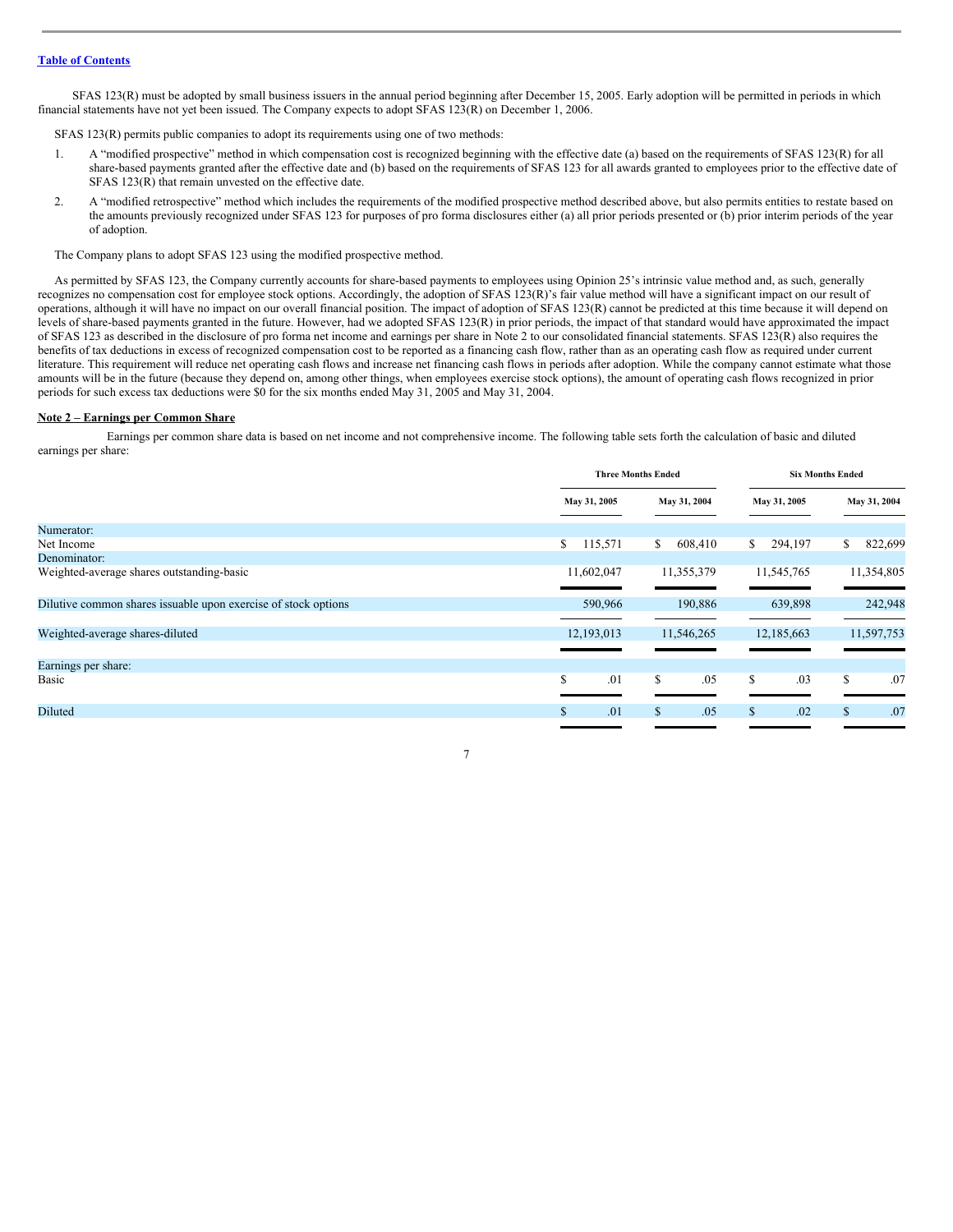SFAS 123(R) must be adopted by small business issuers in the annual period beginning after December 15, 2005. Early adoption will be permitted in periods in which financial statements have not yet been issued. The Company expects to adopt SFAS 123(R) on December 1, 2006.

SFAS 123(R) permits public companies to adopt its requirements using one of two methods:

1. A "modified prospective" method in which compensation cost is recognized beginning with the effective date (a) based on the requirements of SFAS 123(R) for all share-based payments granted after the effective date and (b) based on the requirements of SFAS 123 for all awards granted to employees prior to the effective date of SFAS 123(R) that remain unvested on the effective date.
2. A "modified retrospective" method which includes the requirements of the modified prospective method described above, but also permits entities to restate based on the amounts previously recognized under SFAS 123 for purposes of pro forma disclosures either (a) all prior periods presented or (b) prior interim periods of the year of adoption.

The Company plans to adopt SFAS 123 using the modified prospective method.

As permitted by SFAS 123, the Company currently accounts for share-based payments to employees using Opinion 25's intrinsic value method and, as such, generally recognizes no compensation cost for employee stock options. Accordingly, the adoption of SFAS 123(R)'s fair value method will have a significant impact on our result of operations, although it will have no impact on our overall financial position. The impact of adoption of SFAS 123(R) cannot be predicted at this time because it will depend on levels of share-based payments granted in the future. However, had we adopted SFAS 123(R) in prior periods, the impact of that standard would have approximated the impact of SFAS 123 as described in the disclosure of pro forma net income and earnings per share in Note 2 to our consolidated financial statements. SFAS 123(R) also requires the benefits of tax deductions in excess of recognized compensation cost to be reported as a financing cash flow, rather than as an operating cash flow as required under current literature. This requirement will reduce net operating cash flows and increase net financing cash flows in periods after adoption. While the company cannot estimate what those amounts will be in the future (because they depend on, among other things, when employees exercise stock options), the amount of operating cash flows recognized in prior periods for such excess tax deductions were $0 for the six months ended May 31, 2005 and May 31, 2004.

**Note 2 – Earnings per Common Share**

Earnings per common share data is based on net income and not comprehensive income. The following table sets forth the calculation of basic and diluted earnings per share:

| | Three Months Ended | | Six Months Ended | |
|---|---|---|---|---|
| | May 31, 2005 | May 31, 2004 | May 31, 2005 | May 31, 2004 |
| Numerator: | | | | |
| Net Income | $ 115,571 | $ 608,410 | $ 294,197 | $ 822,699 |
| Denominator: | | | | |
| Weighted-average shares outstanding-basic | 11,602,047 | 11,355,379 | 11,545,765 | 11,354,805 |
| Dilutive common shares issuable upon exercise of stock options | 590,966 | 190,886 | 639,898 | 242,948 |
| Weighted-average shares-diluted | 12,193,013 | 11,546,265 | 12,185,663 | 11,597,753 |
| Earnings per share: | | | | |
| Basic | $ .01 | $ .05 | $ .03 | $ .07 |
| Diluted | $ .01 | $ .05 | $ .02 | $ .07 |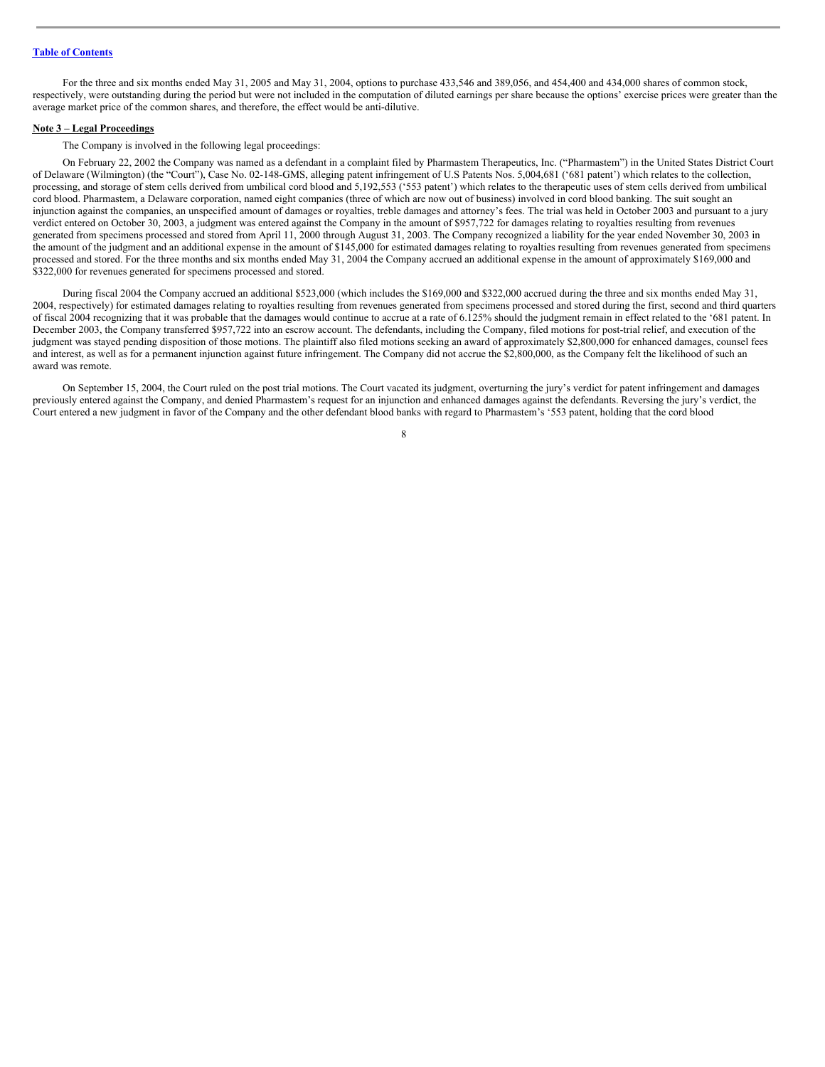For the three and six months ended May 31, 2005 and May 31, 2004, options to purchase 433,546 and 389,056, and 454,400 and 434,000 shares of common stock, respectively, were outstanding during the period but were not included in the computation of diluted earnings per share because the options' exercise prices were greater than the average market price of the common shares, and therefore, the effect would be anti-dilutive.

**Note 3 – Legal Proceedings**

The Company is involved in the following legal proceedings:

On February 22, 2002 the Company was named as a defendant in a complaint filed by Pharmastem Therapeutics, Inc. ("Pharmastem") in the United States District Court of Delaware (Wilmington) (the "Court"), Case No. 02-148-GMS, alleging patent infringement of U.S Patents Nos. 5,004,681 ('681 patent') which relates to the collection, processing, and storage of stem cells derived from umbilical cord blood and 5,192,553 ('553 patent') which relates to the therapeutic uses of stem cells derived from umbilical cord blood. Pharmastem, a Delaware corporation, named eight companies (three of which are now out of business) involved in cord blood banking. The suit sought an injunction against the companies, an unspecified amount of damages or royalties, treble damages and attorney's fees. The trial was held in October 2003 and pursuant to a jury verdict entered on October 30, 2003, a judgment was entered against the Company in the amount of $957,722 for damages relating to royalties resulting from revenues generated from specimens processed and stored from April 11, 2000 through August 31, 2003. The Company recognized a liability for the year ended November 30, 2003 in the amount of the judgment and an additional expense in the amount of $145,000 for estimated damages relating to royalties resulting from revenues generated from specimens processed and stored. For the three months and six months ended May 31, 2004 the Company accrued an additional expense in the amount of approximately $169,000 and $322,000 for revenues generated for specimens processed and stored.

During fiscal 2004 the Company accrued an additional $523,000 (which includes the $169,000 and $322,000 accrued during the three and six months ended May 31, 2004, respectively) for estimated damages relating to royalties resulting from revenues generated from specimens processed and stored during the first, second and third quarters of fiscal 2004 recognizing that it was probable that the damages would continue to accrue at a rate of 6.125% should the judgment remain in effect related to the '681 patent. In December 2003, the Company transferred $957,722 into an escrow account. The defendants, including the Company, filed motions for post-trial relief, and execution of the judgment was stayed pending disposition of those motions. The plaintiff also filed motions seeking an award of approximately $2,800,000 for enhanced damages, counsel fees and interest, as well as for a permanent injunction against future infringement. The Company did not accrue the $2,800,000, as the Company felt the likelihood of such an award was remote.

On September 15, 2004, the Court ruled on the post trial motions. The Court vacated its judgment, overturning the jury's verdict for patent infringement and damages previously entered against the Company, and denied Pharmastem's request for an injunction and enhanced damages against the defendants. Reversing the jury's verdict, the Court entered a new judgment in favor of the Company and the other defendant blood banks with regard to Pharmastem's '553 patent, holding that the cord blood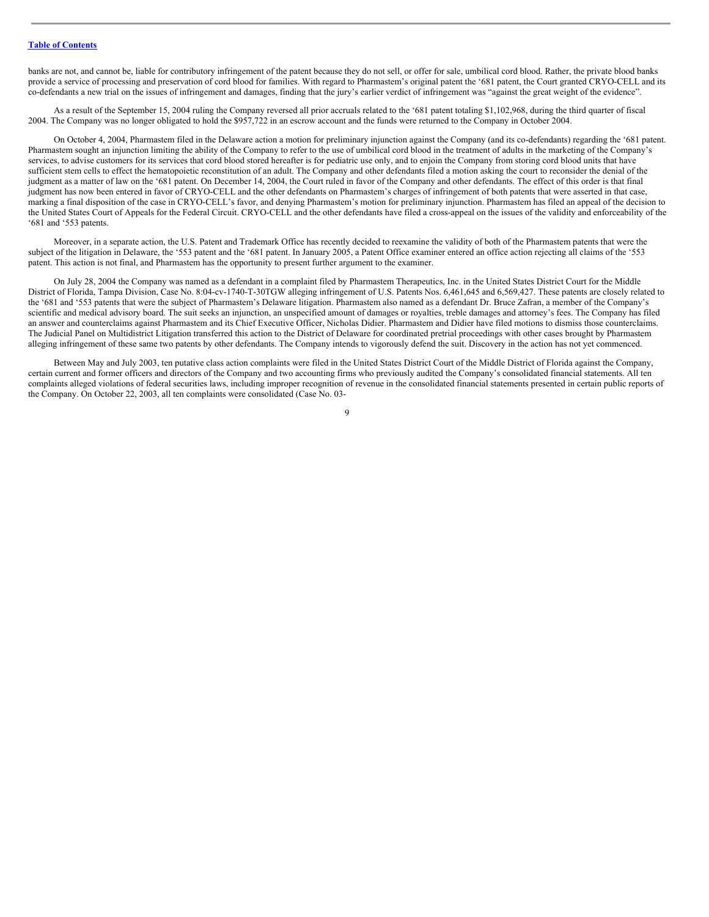banks are not, and cannot be, liable for contributory infringement of the patent because they do not sell, or offer for sale, umbilical cord blood. Rather, the private blood banks provide a service of processing and preservation of cord blood for families. With regard to Pharmastem's original patent the '681 patent, the Court granted CRYO-CELL and its co-defendants a new trial on the issues of infringement and damages, finding that the jury's earlier verdict of infringement was "against the great weight of the evidence".

As a result of the September 15, 2004 ruling the Company reversed all prior accruals related to the '681 patent totaling $1,102,968, during the third quarter of fiscal 2004. The Company was no longer obligated to hold the $957,722 in an escrow account and the funds were returned to the Company in October 2004.

On October 4, 2004, Pharmastem filed in the Delaware action a motion for preliminary injunction against the Company (and its co-defendants) regarding the '681 patent. Pharmastem sought an injunction limiting the ability of the Company to refer to the use of umbilical cord blood in the treatment of adults in the marketing of the Company's services, to advise customers for its services that cord blood stored hereafter is for pediatric use only, and to enjoin the Company from storing cord blood units that have sufficient stem cells to effect the hematopoietic reconstitution of an adult. The Company and other defendants filed a motion asking the court to reconsider the denial of the judgment as a matter of law on the '681 patent. On December 14, 2004, the Court ruled in favor of the Company and other defendants. The effect of this order is that final judgment has now been entered in favor of CRYO-CELL and the other defendants on Pharmastem's charges of infringement of both patents that were asserted in that case, marking a final disposition of the case in CRYO-CELL's favor, and denying Pharmastem's motion for preliminary injunction. Pharmastem has filed an appeal of the decision to the United States Court of Appeals for the Federal Circuit. CRYO-CELL and the other defendants have filed a cross-appeal on the issues of the validity and enforceability of the '681 and '553 patents.

Moreover, in a separate action, the U.S. Patent and Trademark Office has recently decided to reexamine the validity of both of the Pharmastem patents that were the subject of the litigation in Delaware, the '553 patent and the '681 patent. In January 2005, a Patent Office examiner entered an office action rejecting all claims of the '553 patent. This action is not final, and Pharmastem has the opportunity to present further argument to the examiner.

On July 28, 2004 the Company was named as a defendant in a complaint filed by Pharmastem Therapeutics, Inc. in the United States District Court for the Middle District of Florida, Tampa Division, Case No. 8:04-cv-1740-T-30TGW alleging infringement of U.S. Patents Nos. 6,461,645 and 6,569,427. These patents are closely related to the '681 and '553 patents that were the subject of Pharmastem's Delaware litigation. Pharmastem also named as a defendant Dr. Bruce Zafran, a member of the Company's scientific and medical advisory board. The suit seeks an injunction, an unspecified amount of damages or royalties, treble damages and attorney's fees. The Company has filed an answer and counterclaims against Pharmastem and its Chief Executive Officer, Nicholas Didier. Pharmastem and Didier have filed motions to dismiss those counterclaims. The Judicial Panel on Multidistrict Litigation transferred this action to the District of Delaware for coordinated pretrial proceedings with other cases brought by Pharmastem alleging infringement of these same two patents by other defendants. The Company intends to vigorously defend the suit. Discovery in the action has not yet commenced.

Between May and July 2003, ten putative class action complaints were filed in the United States District Court of the Middle District of Florida against the Company, certain current and former officers and directors of the Company and two accounting firms who previously audited the Company's consolidated financial statements. All ten complaints alleged violations of federal securities laws, including improper recognition of revenue in the consolidated financial statements presented in certain public reports of the Company. On October 22, 2003, all ten complaints were consolidated (Case No. 03-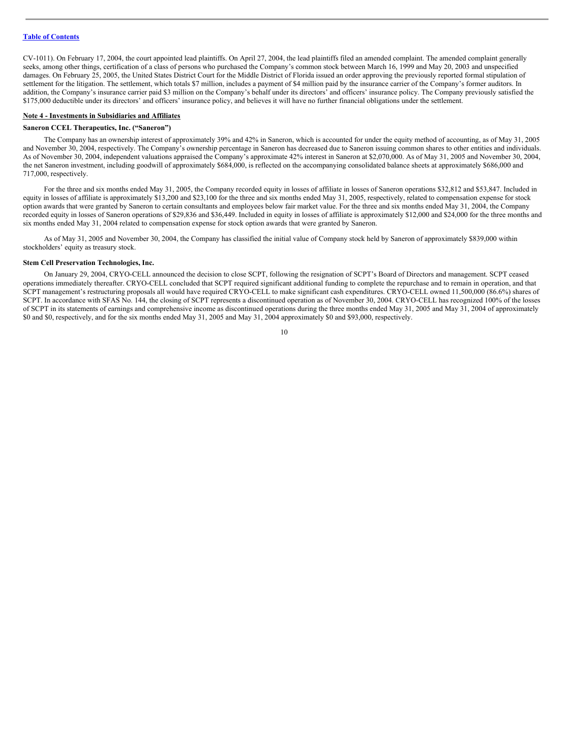CV-1011). On February 17, 2004, the court appointed lead plaintiffs. On April 27, 2004, the lead plaintiffs filed an amended complaint. The amended complaint generally seeks, among other things, certification of a class of persons who purchased the Company's common stock between March 16, 1999 and May 20, 2003 and unspecified damages. On February 25, 2005, the United States District Court for the Middle District of Florida issued an order approving the previously reported formal stipulation of settlement for the litigation. The settlement, which totals $7 million, includes a payment of $4 million paid by the insurance carrier of the Company's former auditors. In addition, the Company's insurance carrier paid $3 million on the Company's behalf under its directors' and officers' insurance policy. The Company previously satisfied the $175,000 deductible under its directors' and officers' insurance policy, and believes it will have no further financial obligations under the settlement.

**Note 4 - Investments in Subsidiaries and Affiliates**

**Saneron CCEL Therapeutics, Inc. ("Saneron")**

The Company has an ownership interest of approximately 39% and 42% in Saneron, which is accounted for under the equity method of accounting, as of May 31, 2005 and November 30, 2004, respectively. The Company's ownership percentage in Saneron has decreased due to Saneron issuing common shares to other entities and individuals. As of November 30, 2004, independent valuations appraised the Company's approximate 42% interest in Saneron at $2,070,000. As of May 31, 2005 and November 30, 2004, the net Saneron investment, including goodwill of approximately $684,000, is reflected on the accompanying consolidated balance sheets at approximately $686,000 and 717,000, respectively.

For the three and six months ended May 31, 2005, the Company recorded equity in losses of affiliate in losses of Saneron operations $32,812 and $53,847. Included in equity in losses of affiliate is approximately $13,200 and $23,100 for the three and six months ended May 31, 2005, respectively, related to compensation expense for stock option awards that were granted by Saneron to certain consultants and employees below fair market value. For the three and six months ended May 31, 2004, the Company recorded equity in losses of Saneron operations of $29,836 and $36,449. Included in equity in losses of affiliate is approximately $12,000 and $24,000 for the three months and six months ended May 31, 2004 related to compensation expense for stock option awards that were granted by Saneron.

As of May 31, 2005 and November 30, 2004, the Company has classified the initial value of Company stock held by Saneron of approximately $839,000 within stockholders' equity as treasury stock.

**Stem Cell Preservation Technologies, Inc.**

On January 29, 2004, CRYO-CELL announced the decision to close SCPT, following the resignation of SCPT's Board of Directors and management. SCPT ceased operations immediately thereafter. CRYO-CELL concluded that SCPT required significant additional funding to complete the repurchase and to remain in operation, and that SCPT management's restructuring proposals all would have required CRYO-CELL to make significant cash expenditures. CRYO-CELL owned 11,500,000 (86.6%) shares of SCPT. In accordance with SFAS No. 144, the closing of SCPT represents a discontinued operation as of November 30, 2004. CRYO-CELL has recognized 100% of the losses of SCPT in its statements of earnings and comprehensive income as discontinued operations during the three months ended May 31, 2005 and May 31, 2004 of approximately $0 and $0, respectively, and for the six months ended May 31, 2005 and May 31, 2004 approximately $0 and $93,000, respectively.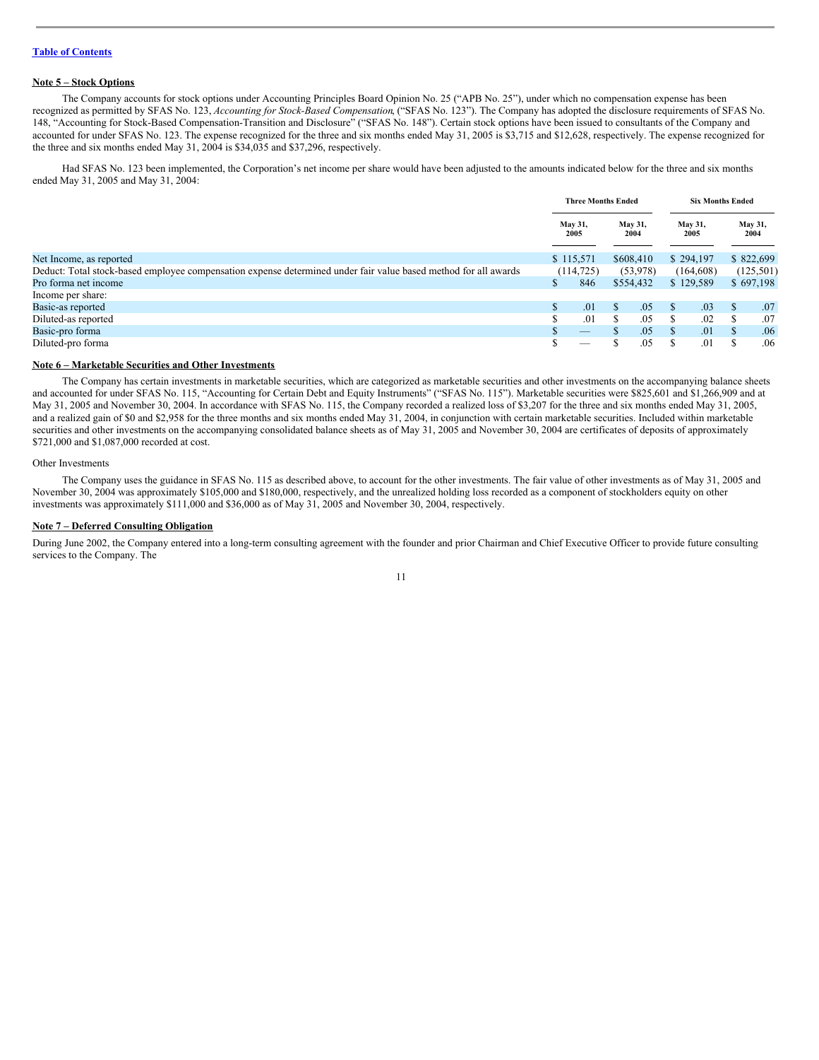[Table of Contents](#)

**Note 5 – Stock Options**

The Company accounts for stock options under Accounting Principles Board Opinion No. 25 ("APB No. 25"), under which no compensation expense has been recognized as permitted by SFAS No. 123, *Accounting for Stock-Based Compensation*, ("SFAS No. 123"). The Company has adopted the disclosure requirements of SFAS No. 148, "Accounting for Stock-Based Compensation-Transition and Disclosure" ("SFAS No. 148"). Certain stock options have been issued to consultants of the Company and accounted for under SFAS No. 123. The expense recognized for the three and six months ended May 31, 2005 is $3,715 and $12,628, respectively. The expense recognized for the three and six months ended May 31, 2004 is $34,035 and $37,296, respectively.

Had SFAS No. 123 been implemented, the Corporation's net income per share would have been adjusted to the amounts indicated below for the three and six months ended May 31, 2005 and May 31, 2004:

| | Three Months Ended | | Six Months Ended | |
|---|---|---|---|---|
| | May 31, 2005 | May 31, 2004 | May 31, 2005 | May 31, 2004 |
| Net Income, as reported | $ 115,571 | $608,410 | $ 294,197 | $ 822,699 |
| Deduct: Total stock-based employee compensation expense determined under fair value based method for all awards | (114,725) | (53,978) | (164,608) | (125,501) |
| Pro forma net income | $ 846 | $554,432 | $ 129,589 | $ 697,198 |
| Income per share: | | | | |
| Basic-as reported | $ .01 | $ .05 | $ .03 | $ .07 |
| Diluted-as reported | $ .01 | $ .05 | $ .02 | $ .07 |
| Basic-pro forma | $ — | $ .05 | $ .01 | $ .06 |
| Diluted-pro forma | $ — | $ .05 | $ .01 | $ .06 |

**Note 6 – Marketable Securities and Other Investments**

The Company has certain investments in marketable securities, which are categorized as marketable securities and other investments on the accompanying balance sheets and accounted for under SFAS No. 115, "Accounting for Certain Debt and Equity Instruments" ("SFAS No. 115"). Marketable securities were $825,601 and $1,266,909 and at May 31, 2005 and November 30, 2004. In accordance with SFAS No. 115, the Company recorded a realized loss of $3,207 for the three and six months ended May 31, 2005, and a realized gain of $0 and $2,958 for the three months and six months ended May 31, 2004, in conjunction with certain marketable securities. Included within marketable securities and other investments on the accompanying consolidated balance sheets as of May 31, 2005 and November 30, 2004 are certificates of deposits of approximately $721,000 and $1,087,000 recorded at cost.

Other Investments

The Company uses the guidance in SFAS No. 115 as described above, to account for the other investments. The fair value of other investments as of May 31, 2005 and November 30, 2004 was approximately $105,000 and $180,000, respectively, and the unrealized holding loss recorded as a component of stockholders equity on other investments was approximately $111,000 and $36,000 as of May 31, 2005 and November 30, 2004, respectively.

**Note 7 – Deferred Consulting Obligation**

During June 2002, the Company entered into a long-term consulting agreement with the founder and prior Chairman and Chief Executive Officer to provide future consulting services to the Company. The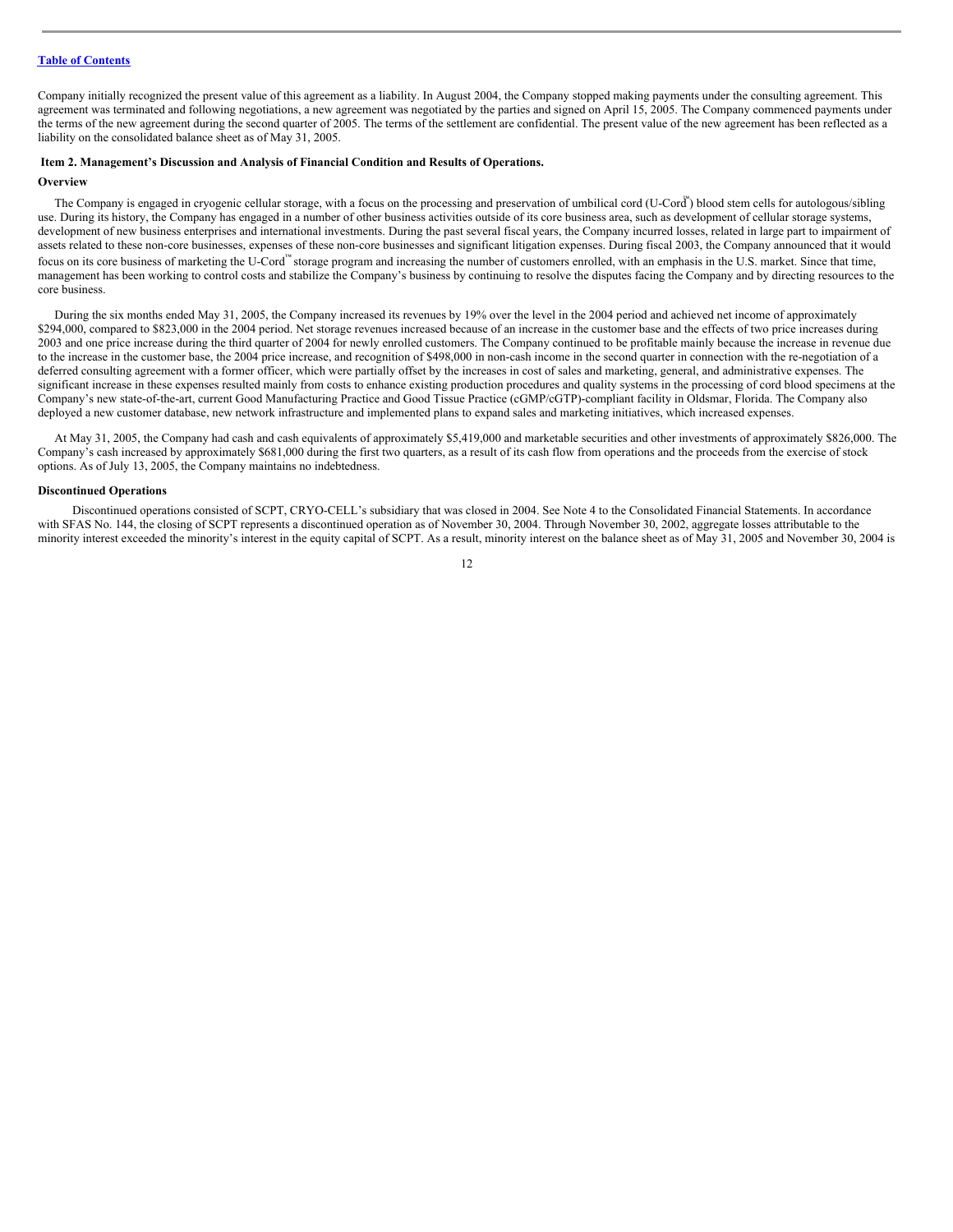Company initially recognized the present value of this agreement as a liability. In August 2004, the Company stopped making payments under the consulting agreement. This agreement was terminated and following negotiations, a new agreement was negotiated by the parties and signed on April 15, 2005. The Company commenced payments under the terms of the new agreement during the second quarter of 2005. The terms of the settlement are confidential. The present value of the new agreement has been reflected as a liability on the consolidated balance sheet as of May 31, 2005.

### Item 2. Management's Discussion and Analysis of Financial Condition and Results of Operations.

**Overview**

The Company is engaged in cryogenic cellular storage, with a focus on the processing and preservation of umbilical cord (U-Cord™) blood stem cells for autologous/sibling use. During its history, the Company has engaged in a number of other business activities outside of its core business area, such as development of cellular storage systems, development of new business enterprises and international investments. During the past several fiscal years, the Company incurred losses, related in large part to impairment of assets related to these non-core businesses, expenses of these non-core businesses and significant litigation expenses. During fiscal 2003, the Company announced that it would focus on its core business of marketing the U-Cord™ storage program and increasing the number of customers enrolled, with an emphasis in the U.S. market. Since that time, management has been working to control costs and stabilize the Company's business by continuing to resolve the disputes facing the Company and by directing resources to the core business.

During the six months ended May 31, 2005, the Company increased its revenues by 19% over the level in the 2004 period and achieved net income of approximately $294,000, compared to $823,000 in the 2004 period. Net storage revenues increased because of an increase in the customer base and the effects of two price increases during 2003 and one price increase during the third quarter of 2004 for newly enrolled customers. The Company continued to be profitable mainly because the increase in revenue due to the increase in the customer base, the 2004 price increase, and recognition of $498,000 in non-cash income in the second quarter in connection with the re-negotiation of a deferred consulting agreement with a former officer, which were partially offset by the increases in cost of sales and marketing, general, and administrative expenses. The significant increase in these expenses resulted mainly from costs to enhance existing production procedures and quality systems in the processing of cord blood specimens at the Company's new state-of-the-art, current Good Manufacturing Practice and Good Tissue Practice (cGMP/cGTP)-compliant facility in Oldsmar, Florida. The Company also deployed a new customer database, new network infrastructure and implemented plans to expand sales and marketing initiatives, which increased expenses.

At May 31, 2005, the Company had cash and cash equivalents of approximately $5,419,000 and marketable securities and other investments of approximately $826,000. The Company's cash increased by approximately $681,000 during the first two quarters, as a result of its cash flow from operations and the proceeds from the exercise of stock options. As of July 13, 2005, the Company maintains no indebtedness.

**Discontinued Operations**

Discontinued operations consisted of SCPT, CRYO-CELL's subsidiary that was closed in 2004. See Note 4 to the Consolidated Financial Statements. In accordance with SFAS No. 144, the closing of SCPT represents a discontinued operation as of November 30, 2004. Through November 30, 2002, aggregate losses attributable to the minority interest exceeded the minority's interest in the equity capital of SCPT. As a result, minority interest on the balance sheet as of May 31, 2005 and November 30, 2004 is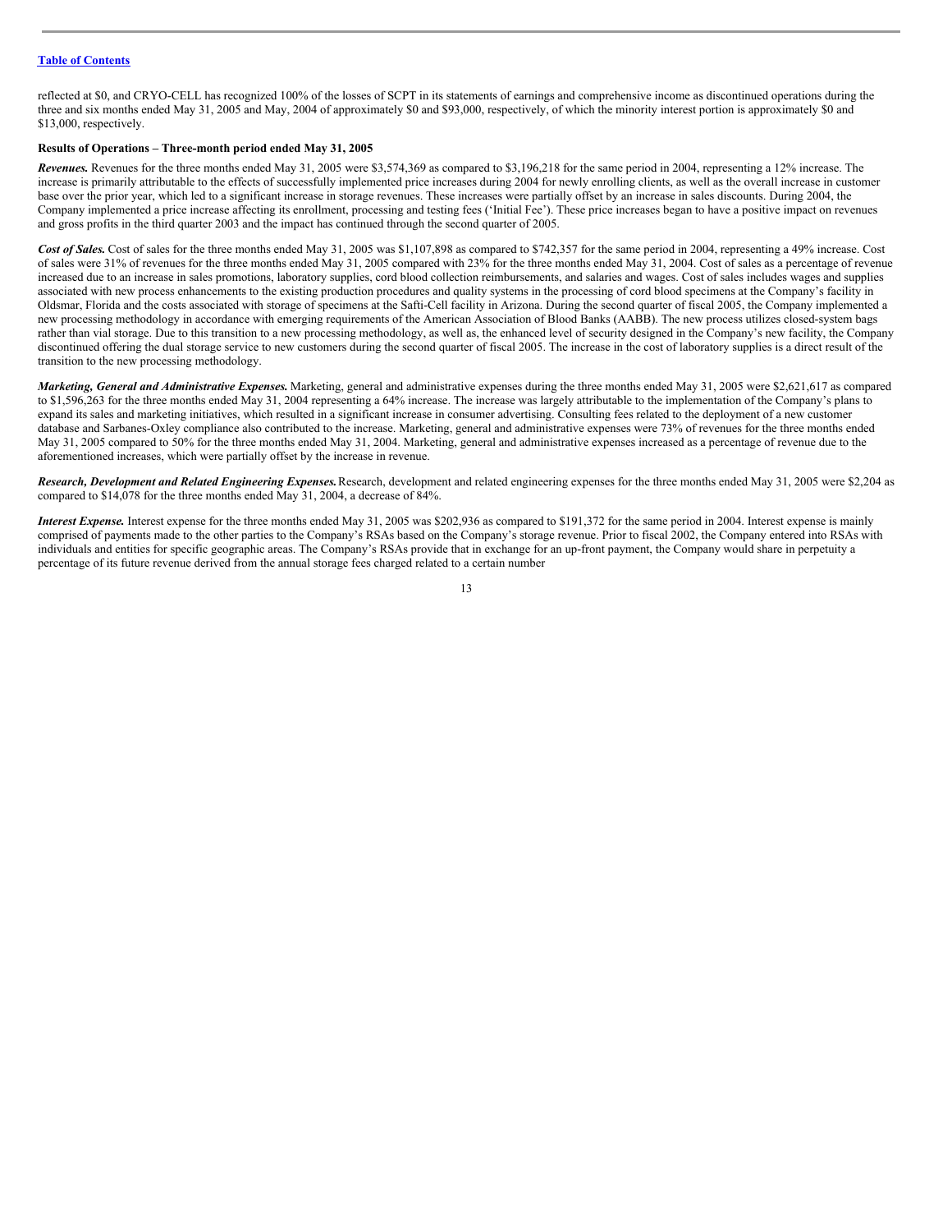reflected at $0, and CRYO-CELL has recognized 100% of the losses of SCPT in its statements of earnings and comprehensive income as discontinued operations during the three and six months ended May 31, 2005 and May, 2004 of approximately $0 and $93,000, respectively, of which the minority interest portion is approximately $0 and $13,000, respectively.

**Results of Operations – Three-month period ended May 31, 2005**

***Revenues.*** Revenues for the three months ended May 31, 2005 were $3,574,369 as compared to $3,196,218 for the same period in 2004, representing a 12% increase. The increase is primarily attributable to the effects of successfully implemented price increases during 2004 for newly enrolling clients, as well as the overall increase in customer base over the prior year, which led to a significant increase in storage revenues. These increases were partially offset by an increase in sales discounts. During 2004, the Company implemented a price increase affecting its enrollment, processing and testing fees ('Initial Fee'). These price increases began to have a positive impact on revenues and gross profits in the third quarter 2003 and the impact has continued through the second quarter of 2005.

***Cost of Sales.*** Cost of sales for the three months ended May 31, 2005 was $1,107,898 as compared to $742,357 for the same period in 2004, representing a 49% increase. Cost of sales were 31% of revenues for the three months ended May 31, 2005 compared with 23% for the three months ended May 31, 2004. Cost of sales as a percentage of revenue increased due to an increase in sales promotions, laboratory supplies, cord blood collection reimbursements, and salaries and wages. Cost of sales includes wages and supplies associated with new process enhancements to the existing production procedures and quality systems in the processing of cord blood specimens at the Company's facility in Oldsmar, Florida and the costs associated with storage of specimens at the Safti-Cell facility in Arizona. During the second quarter of fiscal 2005, the Company implemented a new processing methodology in accordance with emerging requirements of the American Association of Blood Banks (AABB). The new process utilizes closed-system bags rather than vial storage. Due to this transition to a new processing methodology, as well as, the enhanced level of security designed in the Company's new facility, the Company discontinued offering the dual storage service to new customers during the second quarter of fiscal 2005. The increase in the cost of laboratory supplies is a direct result of the transition to the new processing methodology.

***Marketing, General and Administrative Expenses.*** Marketing, general and administrative expenses during the three months ended May 31, 2005 were $2,621,617 as compared to $1,596,263 for the three months ended May 31, 2004 representing a 64% increase. The increase was largely attributable to the implementation of the Company's plans to expand its sales and marketing initiatives, which resulted in a significant increase in consumer advertising. Consulting fees related to the deployment of a new customer database and Sarbanes-Oxley compliance also contributed to the increase. Marketing, general and administrative expenses were 73% of revenues for the three months ended May 31, 2005 compared to 50% for the three months ended May 31, 2004. Marketing, general and administrative expenses increased as a percentage of revenue due to the aforementioned increases, which were partially offset by the increase in revenue.

***Research, Development and Related Engineering Expenses.*** Research, development and related engineering expenses for the three months ended May 31, 2005 were $2,204 as compared to $14,078 for the three months ended May 31, 2004, a decrease of 84%.

***Interest Expense.*** Interest expense for the three months ended May 31, 2005 was $202,936 as compared to $191,372 for the same period in 2004. Interest expense is mainly comprised of payments made to the other parties to the Company's RSAs based on the Company's storage revenue. Prior to fiscal 2002, the Company entered into RSAs with individuals and entities for specific geographic areas. The Company's RSAs provide that in exchange for an up-front payment, the Company would share in perpetuity a percentage of its future revenue derived from the annual storage fees charged related to a certain number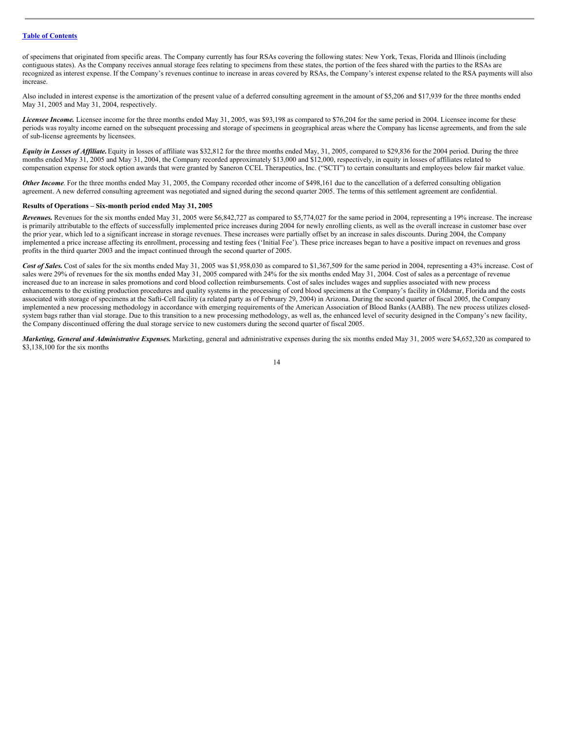of specimens that originated from specific areas. The Company currently has four RSAs covering the following states: New York, Texas, Florida and Illinois (including contiguous states). As the Company receives annual storage fees relating to specimens from these states, the portion of the fees shared with the parties to the RSAs are recognized as interest expense. If the Company's revenues continue to increase in areas covered by RSAs, the Company's interest expense related to the RSA payments will also increase.

Also included in interest expense is the amortization of the present value of a deferred consulting agreement in the amount of $5,206 and $17,939 for the three months ended May 31, 2005 and May 31, 2004, respectively.

***Licensee Income.*** Licensee income for the three months ended May 31, 2005, was $93,198 as compared to $76,204 for the same period in 2004. Licensee income for these periods was royalty income earned on the subsequent processing and storage of specimens in geographical areas where the Company has license agreements, and from the sale of sub-license agreements by licensees.

***Equity in Losses of Affiliate.*** Equity in losses of affiliate was $32,812 for the three months ended May, 31, 2005, compared to $29,836 for the 2004 period. During the three months ended May 31, 2005 and May 31, 2004, the Company recorded approximately $13,000 and $12,000, respectively, in equity in losses of affiliates related to compensation expense for stock option awards that were granted by Saneron CCEL Therapeutics, Inc. ("SCTI") to certain consultants and employees below fair market value.

***Other Income***. For the three months ended May 31, 2005, the Company recorded other income of $498,161 due to the cancellation of a deferred consulting obligation agreement. A new deferred consulting agreement was negotiated and signed during the second quarter 2005. The terms of this settlement agreement are confidential.

**Results of Operations – Six-month period ended May 31, 2005**

***Revenues.*** Revenues for the six months ended May 31, 2005 were $6,842,727 as compared to $5,774,027 for the same period in 2004, representing a 19% increase. The increase is primarily attributable to the effects of successfully implemented price increases during 2004 for newly enrolling clients, as well as the overall increase in customer base over the prior year, which led to a significant increase in storage revenues. These increases were partially offset by an increase in sales discounts. During 2004, the Company implemented a price increase affecting its enrollment, processing and testing fees ('Initial Fee'). These price increases began to have a positive impact on revenues and gross profits in the third quarter 2003 and the impact continued through the second quarter of 2005.

***Cost of Sales.*** Cost of sales for the six months ended May 31, 2005 was $1,958,030 as compared to $1,367,509 for the same period in 2004, representing a 43% increase. Cost of sales were 29% of revenues for the six months ended May 31, 2005 compared with 24% for the six months ended May 31, 2004. Cost of sales as a percentage of revenue increased due to an increase in sales promotions and cord blood collection reimbursements. Cost of sales includes wages and supplies associated with new process enhancements to the existing production procedures and quality systems in the processing of cord blood specimens at the Company's facility in Oldsmar, Florida and the costs associated with storage of specimens at the Safti-Cell facility (a related party as of February 29, 2004) in Arizona. During the second quarter of fiscal 2005, the Company implemented a new processing methodology in accordance with emerging requirements of the American Association of Blood Banks (AABB). The new process utilizes closed-system bags rather than vial storage. Due to this transition to a new processing methodology, as well as, the enhanced level of security designed in the Company's new facility, the Company discontinued offering the dual storage service to new customers during the second quarter of fiscal 2005.

***Marketing, General and Administrative Expenses.*** Marketing, general and administrative expenses during the six months ended May 31, 2005 were $4,652,320 as compared to $3,138,100 for the six months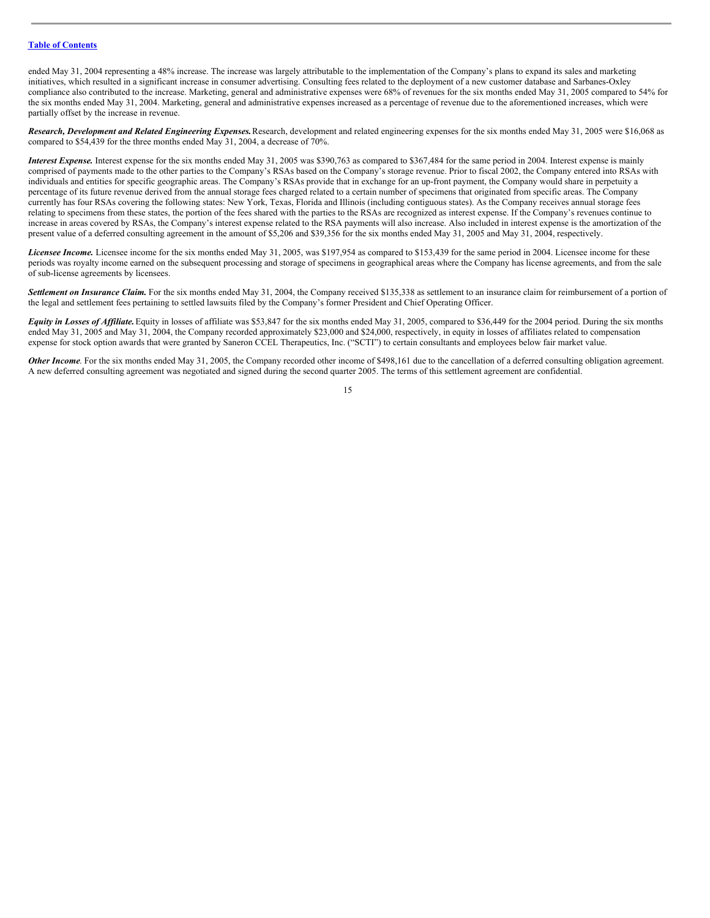ended May 31, 2004 representing a 48% increase. The increase was largely attributable to the implementation of the Company's plans to expand its sales and marketing initiatives, which resulted in a significant increase in consumer advertising. Consulting fees related to the deployment of a new customer database and Sarbanes-Oxley compliance also contributed to the increase. Marketing, general and administrative expenses were 68% of revenues for the six months ended May 31, 2005 compared to 54% for the six months ended May 31, 2004. Marketing, general and administrative expenses increased as a percentage of revenue due to the aforementioned increases, which were partially offset by the increase in revenue.

***Research, Development and Related Engineering Expenses.*** Research, development and related engineering expenses for the six months ended May 31, 2005 were $16,068 as compared to $54,439 for the three months ended May 31, 2004, a decrease of 70%.

***Interest Expense.*** Interest expense for the six months ended May 31, 2005 was $390,763 as compared to $367,484 for the same period in 2004. Interest expense is mainly comprised of payments made to the other parties to the Company's RSAs based on the Company's storage revenue. Prior to fiscal 2002, the Company entered into RSAs with individuals and entities for specific geographic areas. The Company's RSAs provide that in exchange for an up-front payment, the Company would share in perpetuity a percentage of its future revenue derived from the annual storage fees charged related to a certain number of specimens that originated from specific areas. The Company currently has four RSAs covering the following states: New York, Texas, Florida and Illinois (including contiguous states). As the Company receives annual storage fees relating to specimens from these states, the portion of the fees shared with the parties to the RSAs are recognized as interest expense. If the Company's revenues continue to increase in areas covered by RSAs, the Company's interest expense related to the RSA payments will also increase. Also included in interest expense is the amortization of the present value of a deferred consulting agreement in the amount of $5,206 and $39,356 for the six months ended May 31, 2005 and May 31, 2004, respectively.

***Licensee Income.*** Licensee income for the six months ended May 31, 2005, was $197,954 as compared to $153,439 for the same period in 2004. Licensee income for these periods was royalty income earned on the subsequent processing and storage of specimens in geographical areas where the Company has license agreements, and from the sale of sub-license agreements by licensees.

***Settlement on Insurance Claim.*** For the six months ended May 31, 2004, the Company received $135,338 as settlement to an insurance claim for reimbursement of a portion of the legal and settlement fees pertaining to settled lawsuits filed by the Company's former President and Chief Operating Officer.

***Equity in Losses of Affiliate.*** Equity in losses of affiliate was $53,847 for the six months ended May 31, 2005, compared to $36,449 for the 2004 period. During the six months ended May 31, 2005 and May 31, 2004, the Company recorded approximately $23,000 and $24,000, respectively, in equity in losses of affiliates related to compensation expense for stock option awards that were granted by Saneron CCEL Therapeutics, Inc. ("SCTI") to certain consultants and employees below fair market value.

***Other Income.*** For the six months ended May 31, 2005, the Company recorded other income of $498,161 due to the cancellation of a deferred consulting obligation agreement. A new deferred consulting agreement was negotiated and signed during the second quarter 2005. The terms of this settlement agreement are confidential.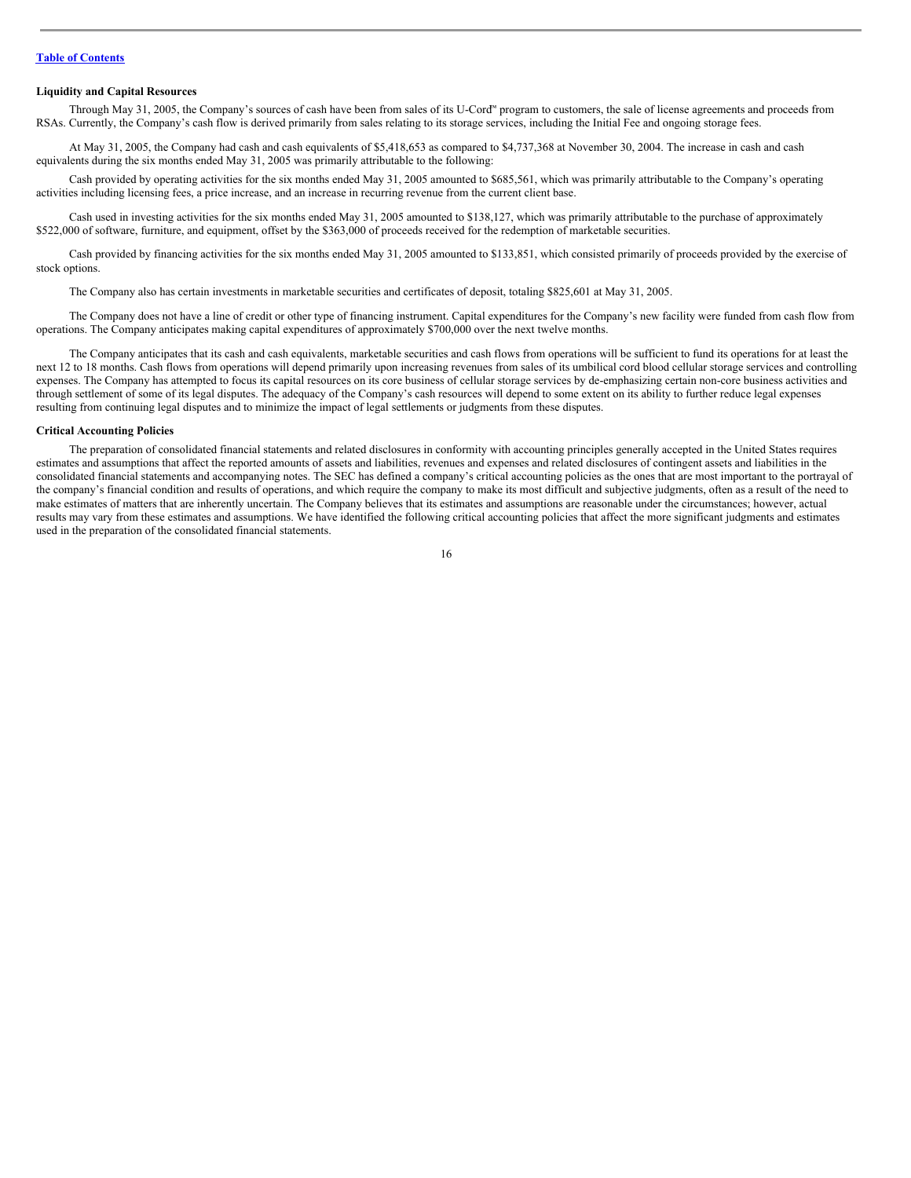**Liquidity and Capital Resources**

Through May 31, 2005, the Company's sources of cash have been from sales of its U-Cord℠ program to customers, the sale of license agreements and proceeds from RSAs. Currently, the Company's cash flow is derived primarily from sales relating to its storage services, including the Initial Fee and ongoing storage fees.

At May 31, 2005, the Company had cash and cash equivalents of $5,418,653 as compared to $4,737,368 at November 30, 2004. The increase in cash and cash equivalents during the six months ended May 31, 2005 was primarily attributable to the following:

Cash provided by operating activities for the six months ended May 31, 2005 amounted to $685,561, which was primarily attributable to the Company's operating activities including licensing fees, a price increase, and an increase in recurring revenue from the current client base.

Cash used in investing activities for the six months ended May 31, 2005 amounted to $138,127, which was primarily attributable to the purchase of approximately $522,000 of software, furniture, and equipment, offset by the $363,000 of proceeds received for the redemption of marketable securities.

Cash provided by financing activities for the six months ended May 31, 2005 amounted to $133,851, which consisted primarily of proceeds provided by the exercise of stock options.

The Company also has certain investments in marketable securities and certificates of deposit, totaling $825,601 at May 31, 2005.

The Company does not have a line of credit or other type of financing instrument. Capital expenditures for the Company's new facility were funded from cash flow from operations. The Company anticipates making capital expenditures of approximately $700,000 over the next twelve months.

The Company anticipates that its cash and cash equivalents, marketable securities and cash flows from operations will be sufficient to fund its operations for at least the next 12 to 18 months. Cash flows from operations will depend primarily upon increasing revenues from sales of its umbilical cord blood cellular storage services and controlling expenses. The Company has attempted to focus its capital resources on its core business of cellular storage services by de-emphasizing certain non-core business activities and through settlement of some of its legal disputes. The adequacy of the Company's cash resources will depend to some extent on its ability to further reduce legal expenses resulting from continuing legal disputes and to minimize the impact of legal settlements or judgments from these disputes.

**Critical Accounting Policies**

The preparation of consolidated financial statements and related disclosures in conformity with accounting principles generally accepted in the United States requires estimates and assumptions that affect the reported amounts of assets and liabilities, revenues and expenses and related disclosures of contingent assets and liabilities in the consolidated financial statements and accompanying notes. The SEC has defined a company's critical accounting policies as the ones that are most important to the portrayal of the company's financial condition and results of operations, and which require the company to make its most difficult and subjective judgments, often as a result of the need to make estimates of matters that are inherently uncertain. The Company believes that its estimates and assumptions are reasonable under the circumstances; however, actual results may vary from these estimates and assumptions. We have identified the following critical accounting policies that affect the more significant judgments and estimates used in the preparation of the consolidated financial statements.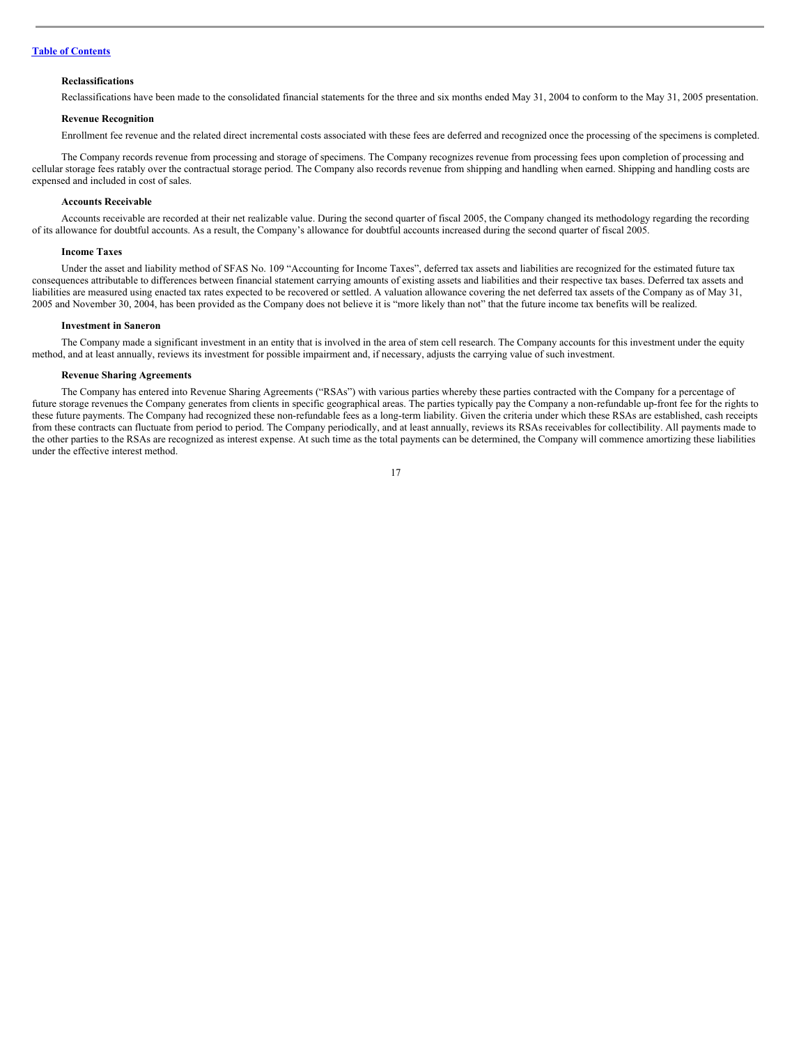[Table of Contents](#)

**Reclassifications**

Reclassifications have been made to the consolidated financial statements for the three and six months ended May 31, 2004 to conform to the May 31, 2005 presentation.

**Revenue Recognition**

Enrollment fee revenue and the related direct incremental costs associated with these fees are deferred and recognized once the processing of the specimens is completed.

The Company records revenue from processing and storage of specimens. The Company recognizes revenue from processing fees upon completion of processing and cellular storage fees ratably over the contractual storage period. The Company also records revenue from shipping and handling when earned. Shipping and handling costs are expensed and included in cost of sales.

**Accounts Receivable**

Accounts receivable are recorded at their net realizable value. During the second quarter of fiscal 2005, the Company changed its methodology regarding the recording of its allowance for doubtful accounts. As a result, the Company's allowance for doubtful accounts increased during the second quarter of fiscal 2005.

**Income Taxes**

Under the asset and liability method of SFAS No. 109 "Accounting for Income Taxes", deferred tax assets and liabilities are recognized for the estimated future tax consequences attributable to differences between financial statement carrying amounts of existing assets and liabilities and their respective tax bases. Deferred tax assets and liabilities are measured using enacted tax rates expected to be recovered or settled. A valuation allowance covering the net deferred tax assets of the Company as of May 31, 2005 and November 30, 2004, has been provided as the Company does not believe it is "more likely than not" that the future income tax benefits will be realized.

**Investment in Saneron**

The Company made a significant investment in an entity that is involved in the area of stem cell research. The Company accounts for this investment under the equity method, and at least annually, reviews its investment for possible impairment and, if necessary, adjusts the carrying value of such investment.

**Revenue Sharing Agreements**

The Company has entered into Revenue Sharing Agreements ("RSAs") with various parties whereby these parties contracted with the Company for a percentage of future storage revenues the Company generates from clients in specific geographical areas. The parties typically pay the Company a non-refundable up-front fee for the rights to these future payments. The Company had recognized these non-refundable fees as a long-term liability. Given the criteria under which these RSAs are established, cash receipts from these contracts can fluctuate from period to period. The Company periodically, and at least annually, reviews its RSAs receivables for collectibility. All payments made to the other parties to the RSAs are recognized as interest expense. At such time as the total payments can be determined, the Company will commence amortizing these liabilities under the effective interest method.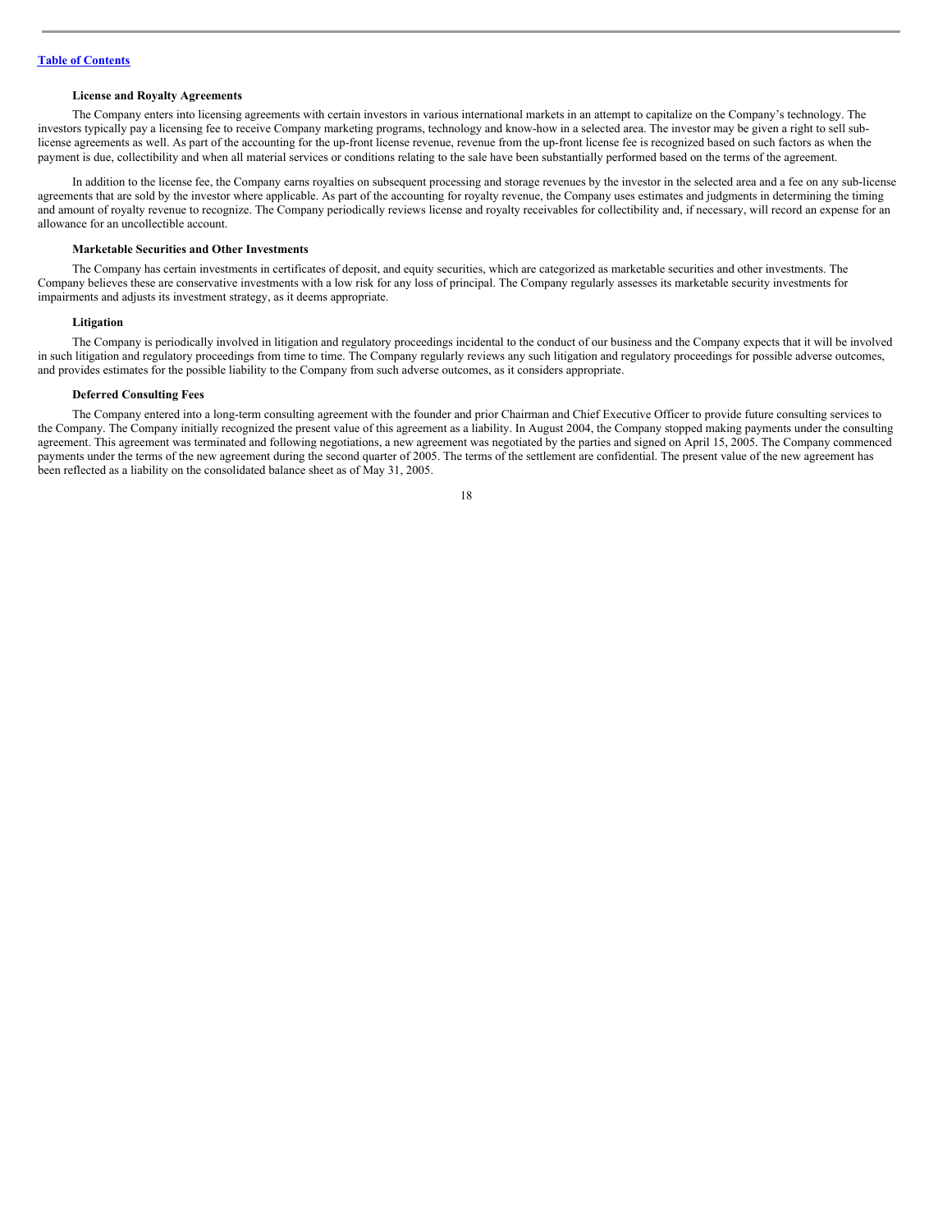**License and Royalty Agreements**

The Company enters into licensing agreements with certain investors in various international markets in an attempt to capitalize on the Company's technology. The investors typically pay a licensing fee to receive Company marketing programs, technology and know-how in a selected area. The investor may be given a right to sell sub-license agreements as well. As part of the accounting for the up-front license revenue, revenue from the up-front license fee is recognized based on such factors as when the payment is due, collectibility and when all material services or conditions relating to the sale have been substantially performed based on the terms of the agreement.

In addition to the license fee, the Company earns royalties on subsequent processing and storage revenues by the investor in the selected area and a fee on any sub-license agreements that are sold by the investor where applicable. As part of the accounting for royalty revenue, the Company uses estimates and judgments in determining the timing and amount of royalty revenue to recognize. The Company periodically reviews license and royalty receivables for collectibility and, if necessary, will record an expense for an allowance for an uncollectible account.

**Marketable Securities and Other Investments**

The Company has certain investments in certificates of deposit, and equity securities, which are categorized as marketable securities and other investments. The Company believes these are conservative investments with a low risk for any loss of principal. The Company regularly assesses its marketable security investments for impairments and adjusts its investment strategy, as it deems appropriate.

**Litigation**

The Company is periodically involved in litigation and regulatory proceedings incidental to the conduct of our business and the Company expects that it will be involved in such litigation and regulatory proceedings from time to time. The Company regularly reviews any such litigation and regulatory proceedings for possible adverse outcomes, and provides estimates for the possible liability to the Company from such adverse outcomes, as it considers appropriate.

**Deferred Consulting Fees**

The Company entered into a long-term consulting agreement with the founder and prior Chairman and Chief Executive Officer to provide future consulting services to the Company. The Company initially recognized the present value of this agreement as a liability. In August 2004, the Company stopped making payments under the consulting agreement. This agreement was terminated and following negotiations, a new agreement was negotiated by the parties and signed on April 15, 2005. The Company commenced payments under the terms of the new agreement during the second quarter of 2005. The terms of the settlement are confidential. The present value of the new agreement has been reflected as a liability on the consolidated balance sheet as of May 31, 2005.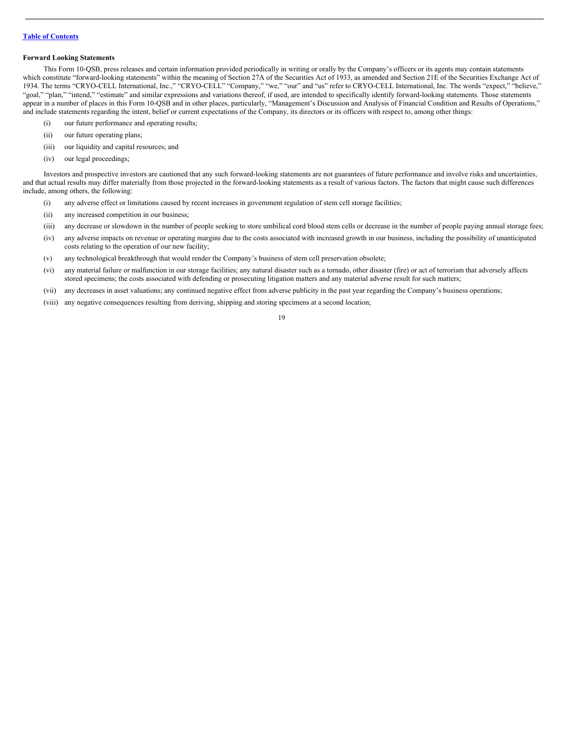[Table of Contents](#)

**Forward Looking Statements**

This Form 10-QSB, press releases and certain information provided periodically in writing or orally by the Company's officers or its agents may contain statements which constitute "forward-looking statements" within the meaning of Section 27A of the Securities Act of 1933, as amended and Section 21E of the Securities Exchange Act of 1934. The terms "CRYO-CELL International, Inc.," "CRYO-CELL" "Company," "we," "our" and "us" refer to CRYO-CELL International, Inc. The words "expect," "believe," "goal," "plan," "intend," "estimate" and similar expressions and variations thereof, if used, are intended to specifically identify forward-looking statements. Those statements appear in a number of places in this Form 10-QSB and in other places, particularly, "Management's Discussion and Analysis of Financial Condition and Results of Operations," and include statements regarding the intent, belief or current expectations of the Company, its directors or its officers with respect to, among other things:

(i) our future performance and operating results;

(ii) our future operating plans;

(iii) our liquidity and capital resources; and

(iv) our legal proceedings;

Investors and prospective investors are cautioned that any such forward-looking statements are not guarantees of future performance and involve risks and uncertainties, and that actual results may differ materially from those projected in the forward-looking statements as a result of various factors. The factors that might cause such differences include, among others, the following:

(i) any adverse effect or limitations caused by recent increases in government regulation of stem cell storage facilities;

(ii) any increased competition in our business;

(iii) any decrease or slowdown in the number of people seeking to store umbilical cord blood stem cells or decrease in the number of people paying annual storage fees;

(iv) any adverse impacts on revenue or operating margins due to the costs associated with increased growth in our business, including the possibility of unanticipated costs relating to the operation of our new facility;

(v) any technological breakthrough that would render the Company's business of stem cell preservation obsolete;

(vi) any material failure or malfunction in our storage facilities; any natural disaster such as a tornado, other disaster (fire) or act of terrorism that adversely affects stored specimens; the costs associated with defending or prosecuting litigation matters and any material adverse result for such matters;

(vii) any decreases in asset valuations; any continued negative effect from adverse publicity in the past year regarding the Company's business operations;

(viii) any negative consequences resulting from deriving, shipping and storing specimens at a second location;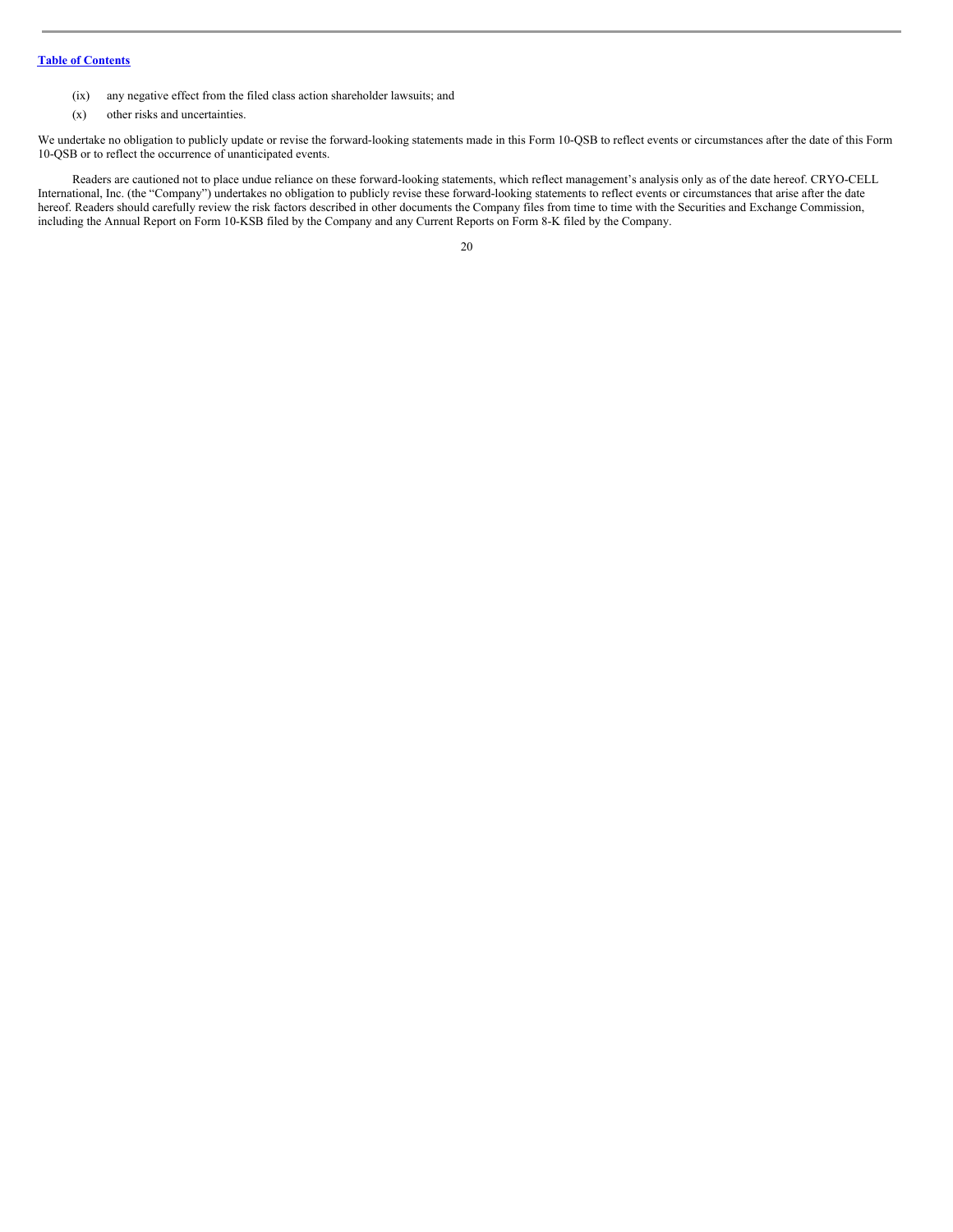(ix) any negative effect from the filed class action shareholder lawsuits; and

(x) other risks and uncertainties.

We undertake no obligation to publicly update or revise the forward-looking statements made in this Form 10-QSB to reflect events or circumstances after the date of this Form 10-QSB or to reflect the occurrence of unanticipated events.

Readers are cautioned not to place undue reliance on these forward-looking statements, which reflect management's analysis only as of the date hereof. CRYO-CELL International, Inc. (the "Company") undertakes no obligation to publicly revise these forward-looking statements to reflect events or circumstances that arise after the date hereof. Readers should carefully review the risk factors described in other documents the Company files from time to time with the Securities and Exchange Commission, including the Annual Report on Form 10-KSB filed by the Company and any Current Reports on Form 8-K filed by the Company.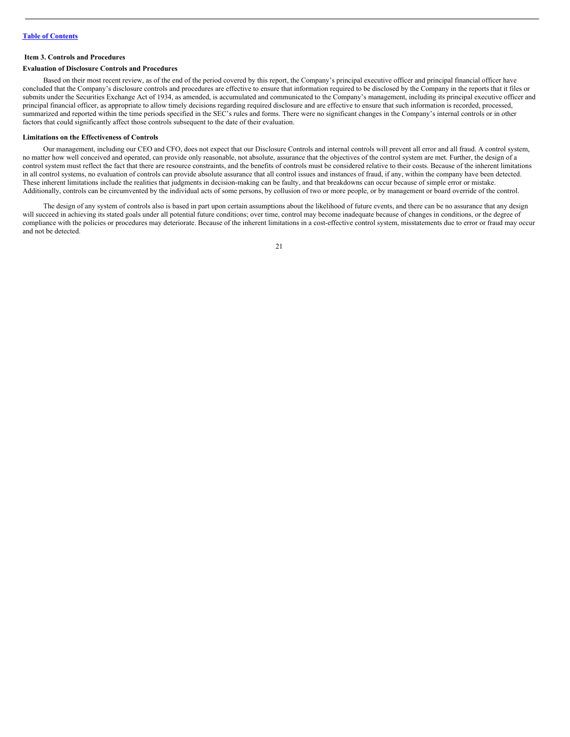## Item 3. Controls and Procedures

### Evaluation of Disclosure Controls and Procedures

Based on their most recent review, as of the end of the period covered by this report, the Company's principal executive officer and principal financial officer have concluded that the Company's disclosure controls and procedures are effective to ensure that information required to be disclosed by the Company in the reports that it files or submits under the Securities Exchange Act of 1934, as amended, is accumulated and communicated to the Company's management, including its principal executive officer and principal financial officer, as appropriate to allow timely decisions regarding required disclosure and are effective to ensure that such information is recorded, processed, summarized and reported within the time periods specified in the SEC's rules and forms. There were no significant changes in the Company's internal controls or in other factors that could significantly affect those controls subsequent to the date of their evaluation.

### Limitations on the Effectiveness of Controls

Our management, including our CEO and CFO, does not expect that our Disclosure Controls and internal controls will prevent all error and all fraud. A control system, no matter how well conceived and operated, can provide only reasonable, not absolute, assurance that the objectives of the control system are met. Further, the design of a control system must reflect the fact that there are resource constraints, and the benefits of controls must be considered relative to their costs. Because of the inherent limitations in all control systems, no evaluation of controls can provide absolute assurance that all control issues and instances of fraud, if any, within the company have been detected. These inherent limitations include the realities that judgments in decision-making can be faulty, and that breakdowns can occur because of simple error or mistake. Additionally, controls can be circumvented by the individual acts of some persons, by collusion of two or more people, or by management or board override of the control.

The design of any system of controls also is based in part upon certain assumptions about the likelihood of future events, and there can be no assurance that any design will succeed in achieving its stated goals under all potential future conditions; over time, control may become inadequate because of changes in conditions, or the degree of compliance with the policies or procedures may deteriorate. Because of the inherent limitations in a cost-effective control system, misstatements due to error or fraud may occur and not be detected.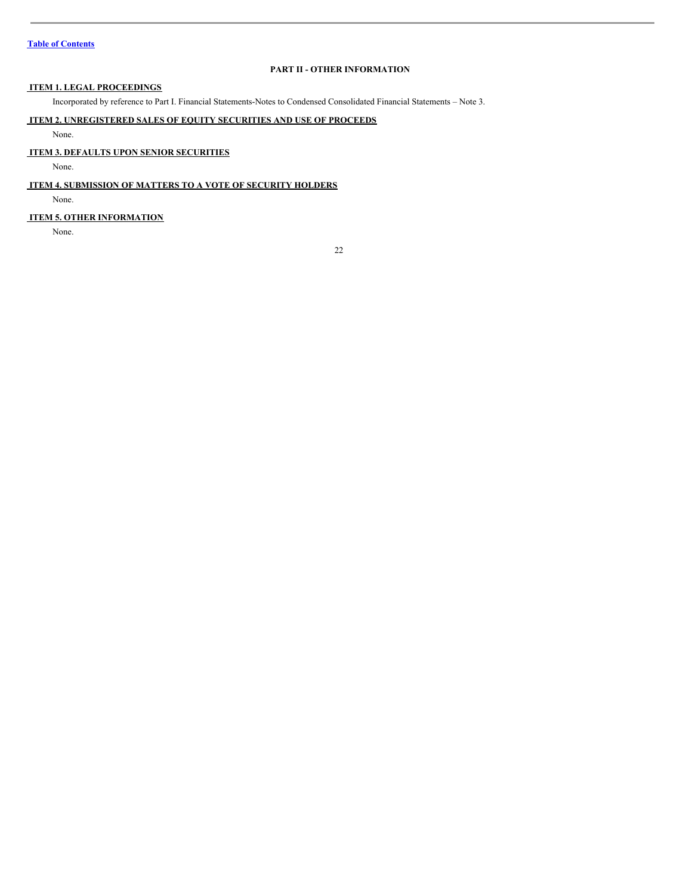## PART II - OTHER INFORMATION

### ITEM 1. LEGAL PROCEEDINGS

Incorporated by reference to Part I. Financial Statements-Notes to Condensed Consolidated Financial Statements – Note 3.

### ITEM 2. UNREGISTERED SALES OF EQUITY SECURITIES AND USE OF PROCEEDS

None.

### ITEM 3. DEFAULTS UPON SENIOR SECURITIES

None.

### ITEM 4. SUBMISSION OF MATTERS TO A VOTE OF SECURITY HOLDERS

None.

### ITEM 5. OTHER INFORMATION

None.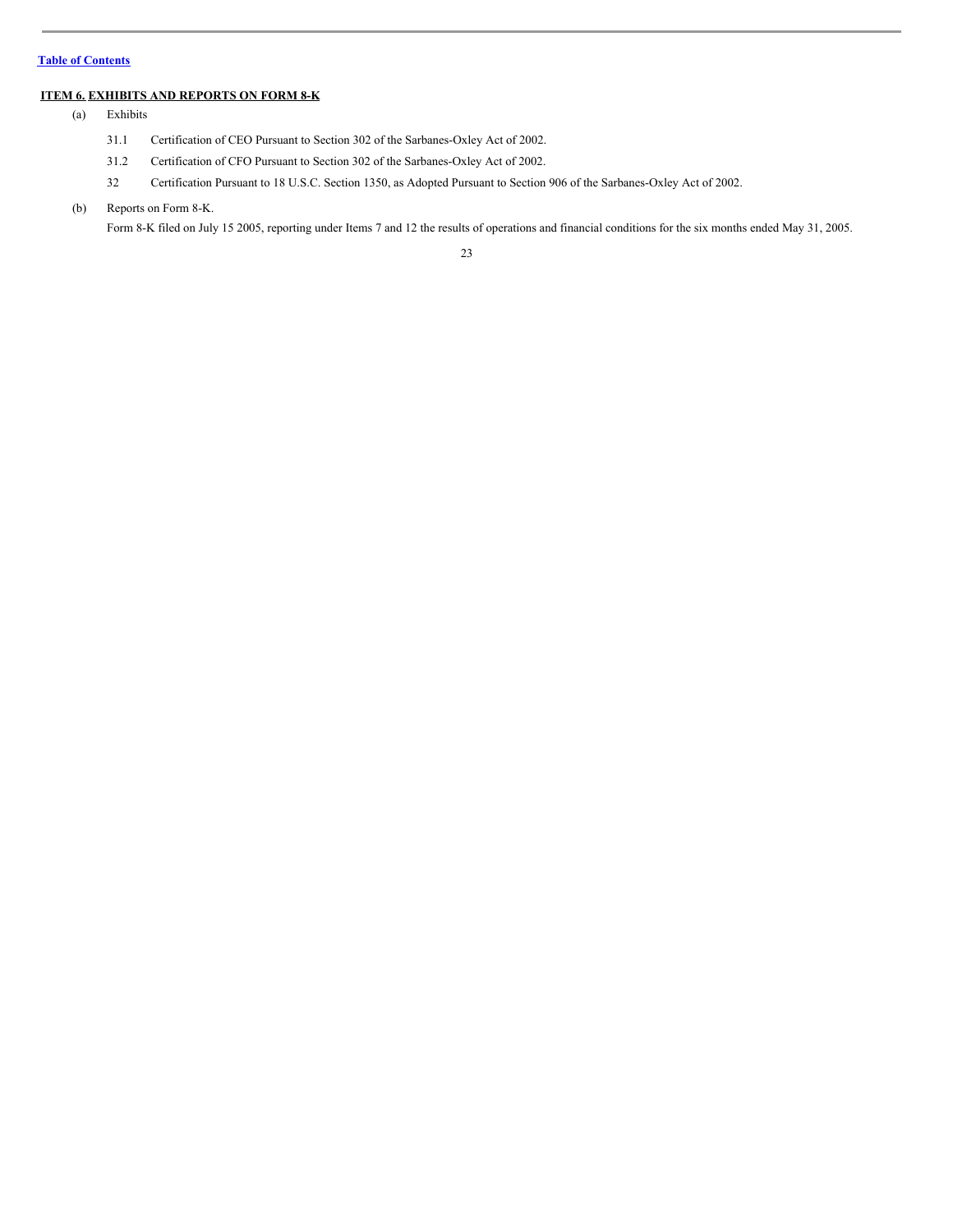[Table of Contents](#)

## ITEM 6. EXHIBITS AND REPORTS ON FORM 8-K

(a) Exhibits

- 31.1 Certification of CEO Pursuant to Section 302 of the Sarbanes-Oxley Act of 2002.
- 31.2 Certification of CFO Pursuant to Section 302 of the Sarbanes-Oxley Act of 2002.
- 32 Certification Pursuant to 18 U.S.C. Section 1350, as Adopted Pursuant to Section 906 of the Sarbanes-Oxley Act of 2002.

(b) Reports on Form 8-K.

Form 8-K filed on July 15 2005, reporting under Items 7 and 12 the results of operations and financial conditions for the six months ended May 31, 2005.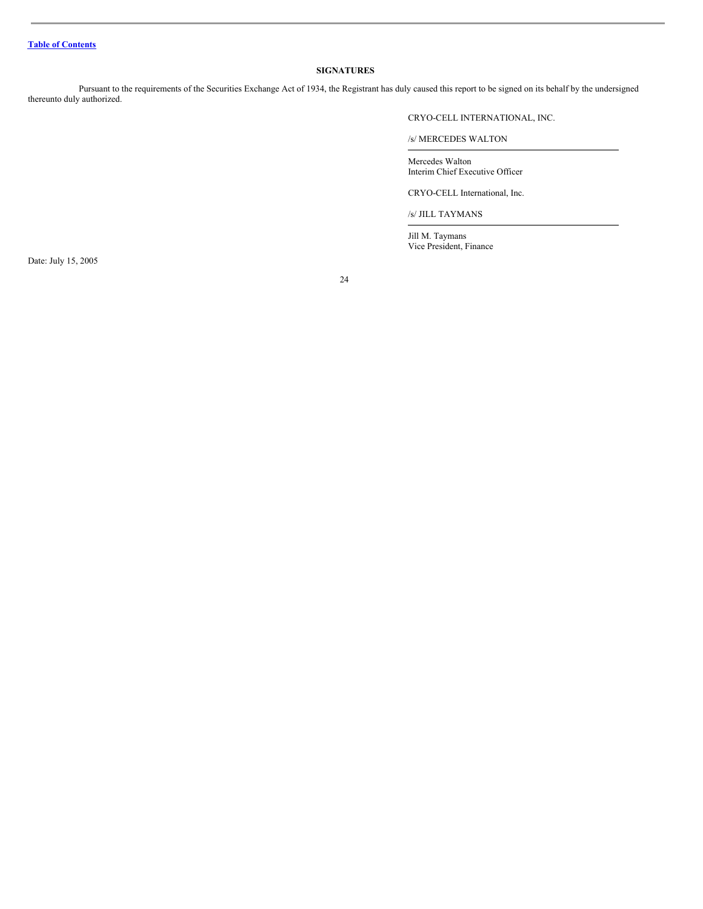## SIGNATURES

Pursuant to the requirements of the Securities Exchange Act of 1934, the Registrant has duly caused this report to be signed on its behalf by the undersigned thereunto duly authorized.

CRYO-CELL INTERNATIONAL, INC.

/s/ MERCEDES WALTON

Mercedes Walton
Interim Chief Executive Officer

CRYO-CELL International, Inc.

/s/ JILL TAYMANS

Jill M. Taymans
Vice President, Finance

Date: July 15, 2005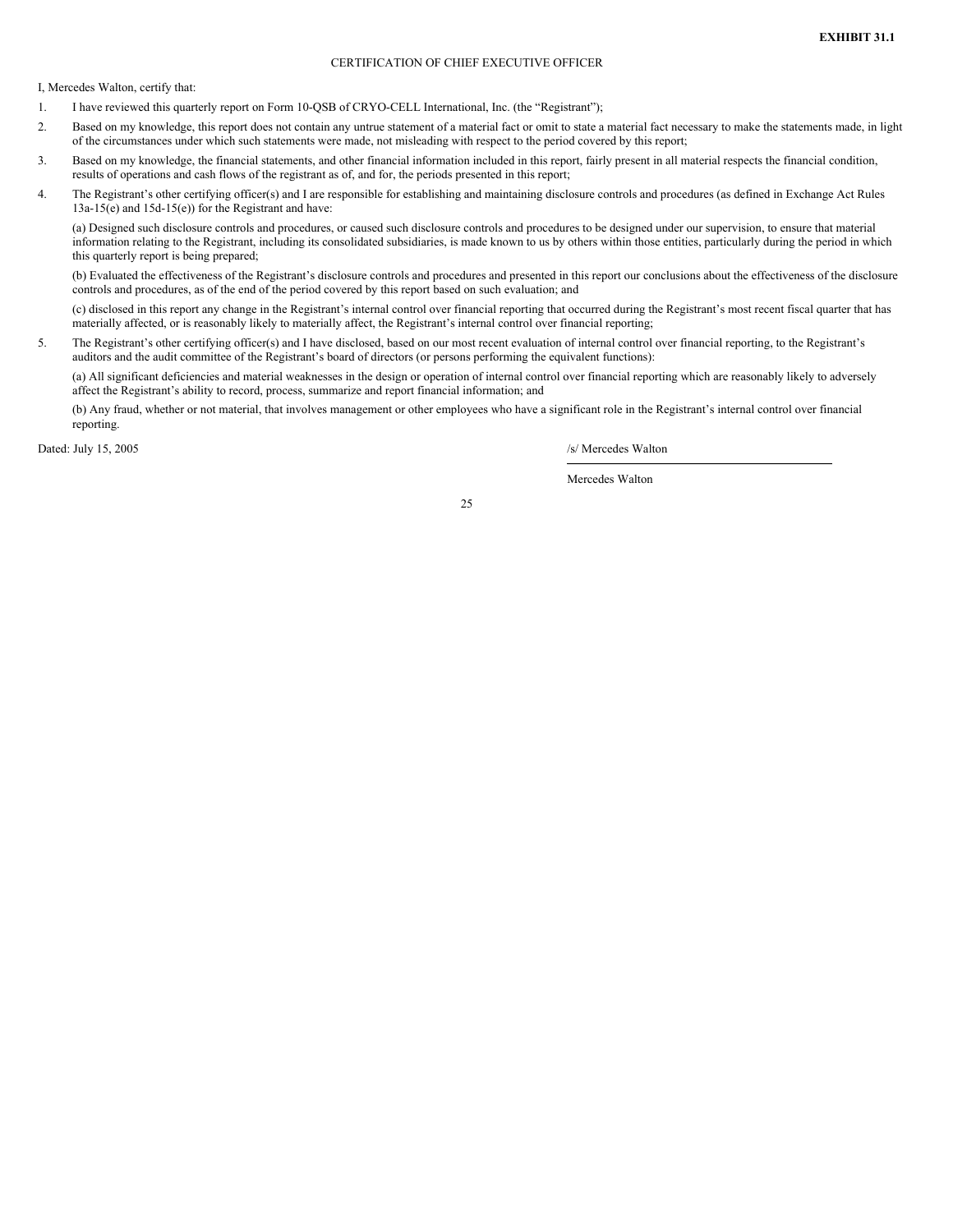**EXHIBIT 31.1**

CERTIFICATION OF CHIEF EXECUTIVE OFFICER

I, Mercedes Walton, certify that:

1. I have reviewed this quarterly report on Form 10-QSB of CRYO-CELL International, Inc. (the "Registrant");
2. Based on my knowledge, this report does not contain any untrue statement of a material fact or omit to state a material fact necessary to make the statements made, in light of the circumstances under which such statements were made, not misleading with respect to the period covered by this report;
3. Based on my knowledge, the financial statements, and other financial information included in this report, fairly present in all material respects the financial condition, results of operations and cash flows of the registrant as of, and for, the periods presented in this report;
4. The Registrant's other certifying officer(s) and I are responsible for establishing and maintaining disclosure controls and procedures (as defined in Exchange Act Rules 13a-15(e) and 15d-15(e)) for the Registrant and have:

   (a) Designed such disclosure controls and procedures, or caused such disclosure controls and procedures to be designed under our supervision, to ensure that material information relating to the Registrant, including its consolidated subsidiaries, is made known to us by others within those entities, particularly during the period in which this quarterly report is being prepared;

   (b) Evaluated the effectiveness of the Registrant's disclosure controls and procedures and presented in this report our conclusions about the effectiveness of the disclosure controls and procedures, as of the end of the period covered by this report based on such evaluation; and

   (c) disclosed in this report any change in the Registrant's internal control over financial reporting that occurred during the Registrant's most recent fiscal quarter that has materially affected, or is reasonably likely to materially affect, the Registrant's internal control over financial reporting;
5. The Registrant's other certifying officer(s) and I have disclosed, based on our most recent evaluation of internal control over financial reporting, to the Registrant's auditors and the audit committee of the Registrant's board of directors (or persons performing the equivalent functions):

   (a) All significant deficiencies and material weaknesses in the design or operation of internal control over financial reporting which are reasonably likely to adversely affect the Registrant's ability to record, process, summarize and report financial information; and

   (b) Any fraud, whether or not material, that involves management or other employees who have a significant role in the Registrant's internal control over financial reporting.

Dated: July 15, 2005

/s/ Mercedes Walton

Mercedes Walton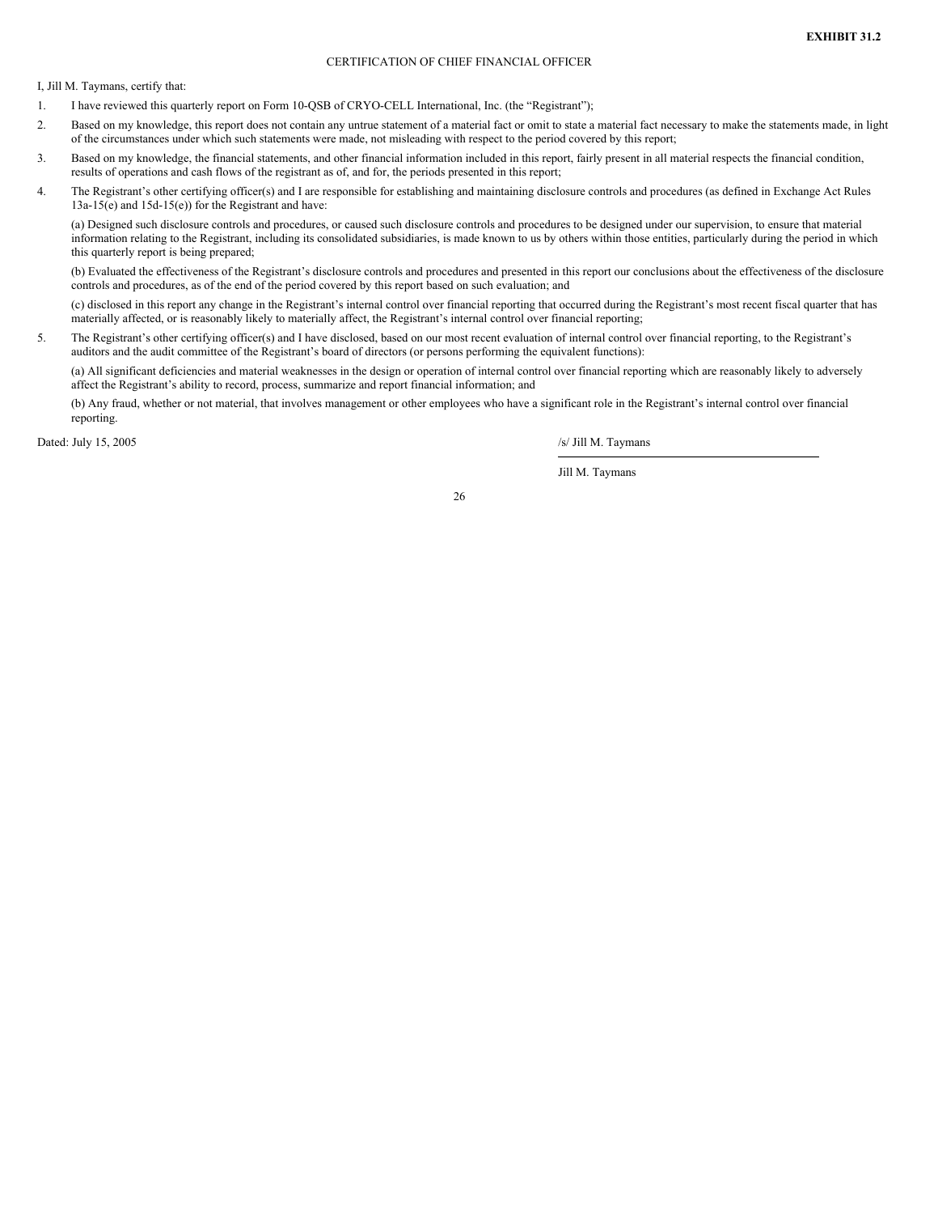**EXHIBIT 31.2**

CERTIFICATION OF CHIEF FINANCIAL OFFICER

I, Jill M. Taymans, certify that:

1. I have reviewed this quarterly report on Form 10-QSB of CRYO-CELL International, Inc. (the "Registrant");

2. Based on my knowledge, this report does not contain any untrue statement of a material fact or omit to state a material fact necessary to make the statements made, in light of the circumstances under which such statements were made, not misleading with respect to the period covered by this report;

3. Based on my knowledge, the financial statements, and other financial information included in this report, fairly present in all material respects the financial condition, results of operations and cash flows of the registrant as of, and for, the periods presented in this report;

4. The Registrant's other certifying officer(s) and I are responsible for establishing and maintaining disclosure controls and procedures (as defined in Exchange Act Rules 13a-15(e) and 15d-15(e)) for the Registrant and have:

   (a) Designed such disclosure controls and procedures, or caused such disclosure controls and procedures to be designed under our supervision, to ensure that material information relating to the Registrant, including its consolidated subsidiaries, is made known to us by others within those entities, particularly during the period in which this quarterly report is being prepared;

   (b) Evaluated the effectiveness of the Registrant's disclosure controls and procedures and presented in this report our conclusions about the effectiveness of the disclosure controls and procedures, as of the end of the period covered by this report based on such evaluation; and

   (c) disclosed in this report any change in the Registrant's internal control over financial reporting that occurred during the Registrant's most recent fiscal quarter that has materially affected, or is reasonably likely to materially affect, the Registrant's internal control over financial reporting;

5. The Registrant's other certifying officer(s) and I have disclosed, based on our most recent evaluation of internal control over financial reporting, to the Registrant's auditors and the audit committee of the Registrant's board of directors (or persons performing the equivalent functions):

   (a) All significant deficiencies and material weaknesses in the design or operation of internal control over financial reporting which are reasonably likely to adversely affect the Registrant's ability to record, process, summarize and report financial information; and

   (b) Any fraud, whether or not material, that involves management or other employees who have a significant role in the Registrant's internal control over financial reporting.

Dated: July 15, 2005

/s/ Jill M. Taymans

Jill M. Taymans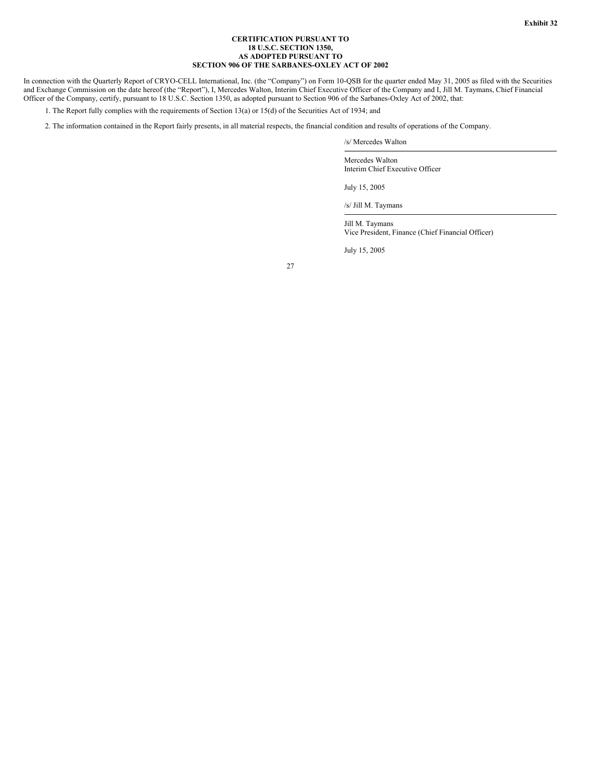**Exhibit 32**

**CERTIFICATION PURSUANT TO**
**18 U.S.C. SECTION 1350,**
**AS ADOPTED PURSUANT TO**
**SECTION 906 OF THE SARBANES-OXLEY ACT OF 2002**

In connection with the Quarterly Report of CRYO-CELL International, Inc. (the "Company") on Form 10-QSB for the quarter ended May 31, 2005 as filed with the Securities and Exchange Commission on the date hereof (the "Report"), I, Mercedes Walton, Interim Chief Executive Officer of the Company and I, Jill M. Taymans, Chief Financial Officer of the Company, certify, pursuant to 18 U.S.C. Section 1350, as adopted pursuant to Section 906 of the Sarbanes-Oxley Act of 2002, that:

1. The Report fully complies with the requirements of Section 13(a) or 15(d) of the Securities Act of 1934; and

2. The information contained in the Report fairly presents, in all material respects, the financial condition and results of operations of the Company.

/s/ Mercedes Walton

Mercedes Walton
Interim Chief Executive Officer

July 15, 2005

/s/ Jill M. Taymans

Jill M. Taymans
Vice President, Finance (Chief Financial Officer)

July 15, 2005